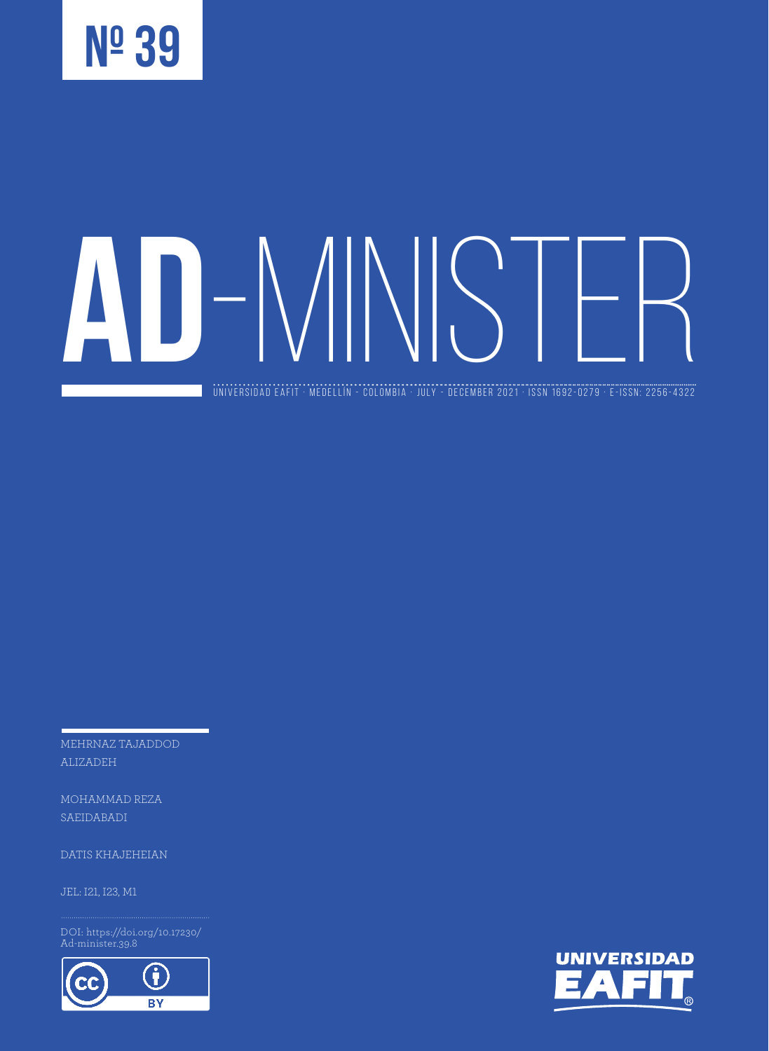Nº 39

# AD-MINISTER

UNIVERSIDAD EAFIT · MEDELLÍN - COLOMBIA · JULY - DECEMBER 2021 · ISSN 1692-0279 · E-ISSN: 2256-4322

MEHRNAZ TAJADDOD ALIZADEH

MOHAMMAD REZA SAEIDABADI

DATIS KHAJEHEIAN

JEL: I21, I23, M1

DOI: https://doi.org/10.17230/Ad-minister.39.8

UNIVERSIDAD EAFIT®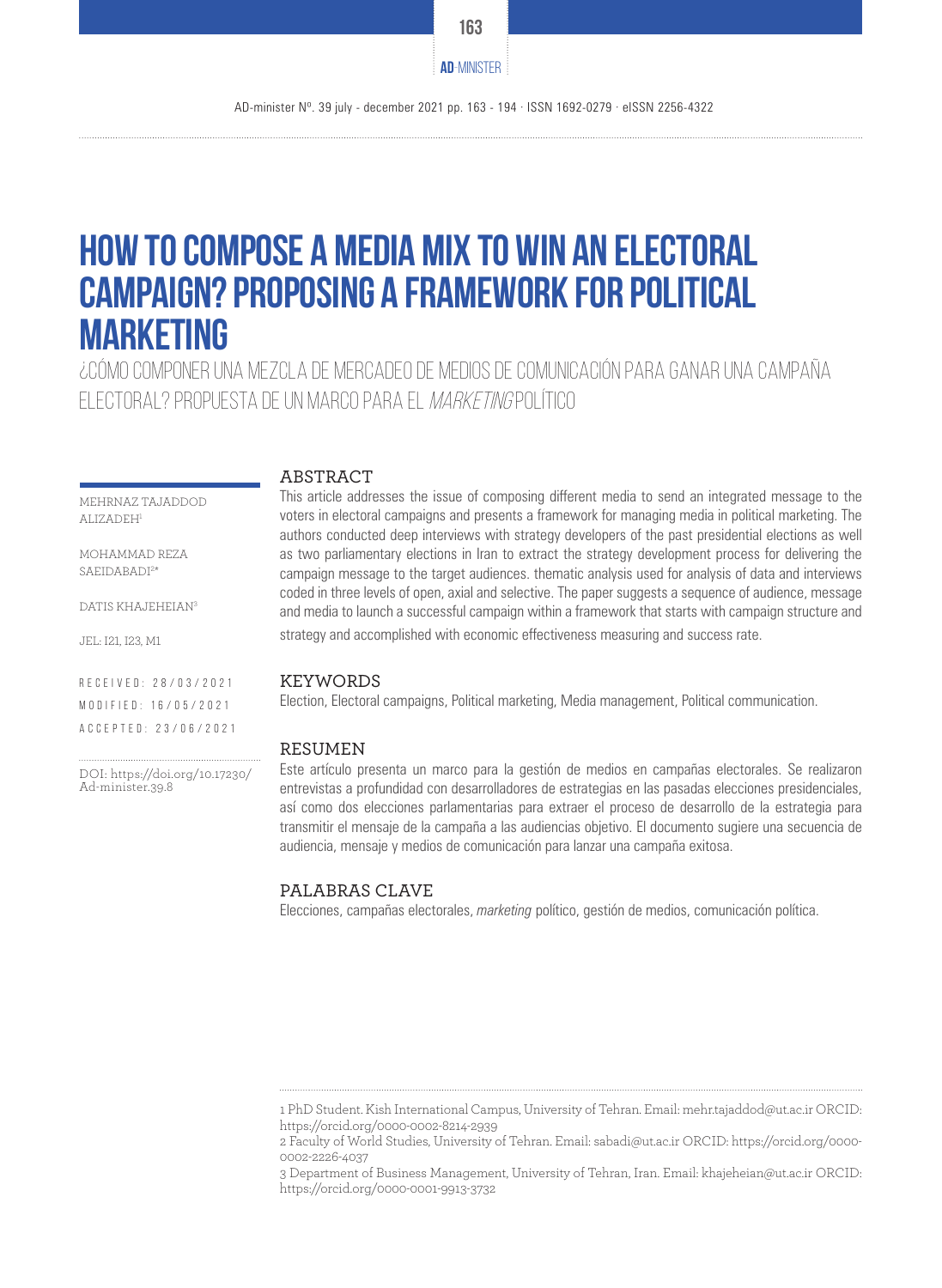# HOW TO COMPOSE A MEDIA MIX TO WIN AN ELECTORAL CAMPAIGN? PROPOSING A FRAMEWORK FOR POLITICAL MARKETING

¿CÓMO COMPONER UNA MEZCLA DE MERCADEO DE MEDIOS DE COMUNICACIÓN PARA GANAR UNA CAMPAÑA ELECTORAL? PROPUESTA DE UN MARCO PARA EL *MARKETING* POLÍTICO

MEHRNAZ TAJADDOD ALIZADEH[1]

MOHAMMAD REZA SAEIDABADI[2*]

DATIS KHAJEHEIAN[3]

JEL: I21, I23, M1

RECEIVED: 28/03/2021

MODIFIED: 16/05/2021

ACCEPTED: 23/06/2021

DOI: https://doi.org/10.17230/Ad-minister.39.8

## ABSTRACT

This article addresses the issue of composing different media to send an integrated message to the voters in electoral campaigns and presents a framework for managing media in political marketing. The authors conducted deep interviews with strategy developers of the past presidential elections as well as two parliamentary elections in Iran to extract the strategy development process for delivering the campaign message to the target audiences. thematic analysis used for analysis of data and interviews coded in three levels of open, axial and selective. The paper suggests a sequence of audience, message and media to launch a successful campaign within a framework that starts with campaign structure and strategy and accomplished with economic effectiveness measuring and success rate.

## KEYWORDS

Election, Electoral campaigns, Political marketing, Media management, Political communication.

## RESUMEN

Este artículo presenta un marco para la gestión de medios en campañas electorales. Se realizaron entrevistas a profundidad con desarrolladores de estrategias en las pasadas elecciones presidenciales, así como dos elecciones parlamentarias para extraer el proceso de desarrollo de la estrategia para transmitir el mensaje de la campaña a las audiencias objetivo. El documento sugiere una secuencia de audiencia, mensaje y medios de comunicación para lanzar una campaña exitosa.

## PALABRAS CLAVE

Elecciones, campañas electorales, *marketing* político, gestión de medios, comunicación política.

---

1 PhD Student. Kish International Campus, University of Tehran. Email: mehr.tajaddod@ut.ac.ir ORCID: https://orcid.org/0000-0002-8214-2939

2 Faculty of World Studies, University of Tehran. Email: sabadi@ut.ac.ir ORCID: https://orcid.org/0000-0002-2226-4037

3 Department of Business Management, University of Tehran, Iran. Email: khajeheian@ut.ac.ir ORCID: https://orcid.org/0000-0001-9913-3732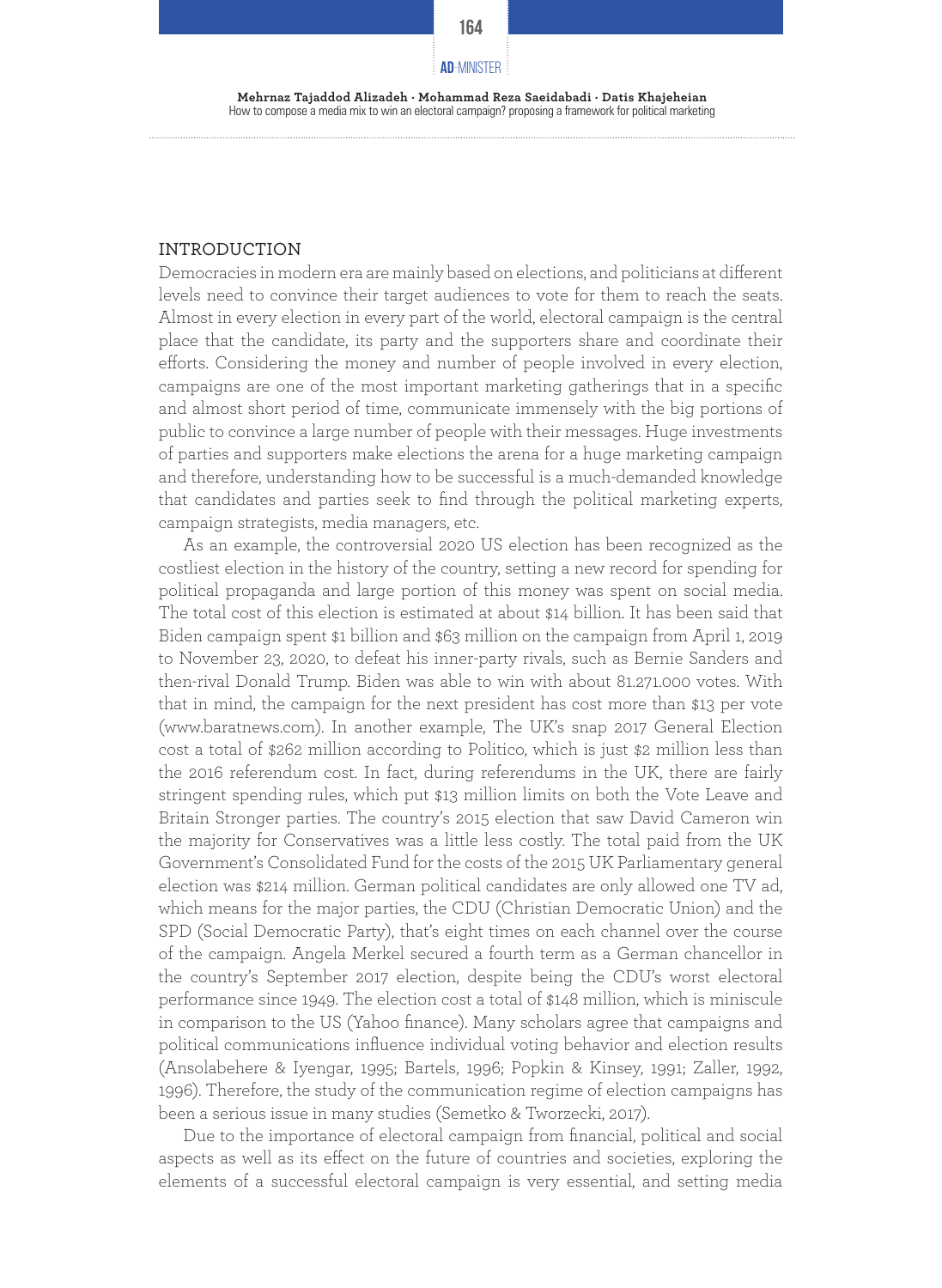## INTRODUCTION

Democracies in modern era are mainly based on elections, and politicians at different levels need to convince their target audiences to vote for them to reach the seats. Almost in every election in every part of the world, electoral campaign is the central place that the candidate, its party and the supporters share and coordinate their efforts. Considering the money and number of people involved in every election, campaigns are one of the most important marketing gatherings that in a specific and almost short period of time, communicate immensely with the big portions of public to convince a large number of people with their messages. Huge investments of parties and supporters make elections the arena for a huge marketing campaign and therefore, understanding how to be successful is a much-demanded knowledge that candidates and parties seek to find through the political marketing experts, campaign strategists, media managers, etc.

As an example, the controversial 2020 US election has been recognized as the costliest election in the history of the country, setting a new record for spending for political propaganda and large portion of this money was spent on social media. The total cost of this election is estimated at about $14 billion. It has been said that Biden campaign spent $1 billion and $63 million on the campaign from April 1, 2019 to November 23, 2020, to defeat his inner-party rivals, such as Bernie Sanders and then-rival Donald Trump. Biden was able to win with about 81.271.000 votes. With that in mind, the campaign for the next president has cost more than $13 per vote (www.baratnews.com). In another example, The UK's snap 2017 General Election cost a total of $262 million according to Politico, which is just $2 million less than the 2016 referendum cost. In fact, during referendums in the UK, there are fairly stringent spending rules, which put $13 million limits on both the Vote Leave and Britain Stronger parties. The country's 2015 election that saw David Cameron win the majority for Conservatives was a little less costly. The total paid from the UK Government's Consolidated Fund for the costs of the 2015 UK Parliamentary general election was $214 million. German political candidates are only allowed one TV ad, which means for the major parties, the CDU (Christian Democratic Union) and the SPD (Social Democratic Party), that's eight times on each channel over the course of the campaign. Angela Merkel secured a fourth term as a German chancellor in the country's September 2017 election, despite being the CDU's worst electoral performance since 1949. The election cost a total of $148 million, which is miniscule in comparison to the US (Yahoo finance). Many scholars agree that campaigns and political communications influence individual voting behavior and election results (Ansolabehere & Iyengar, 1995; Bartels, 1996; Popkin & Kinsey, 1991; Zaller, 1992, 1996). Therefore, the study of the communication regime of election campaigns has been a serious issue in many studies (Semetko & Tworzecki, 2017).

Due to the importance of electoral campaign from financial, political and social aspects as well as its effect on the future of countries and societies, exploring the elements of a successful electoral campaign is very essential, and setting media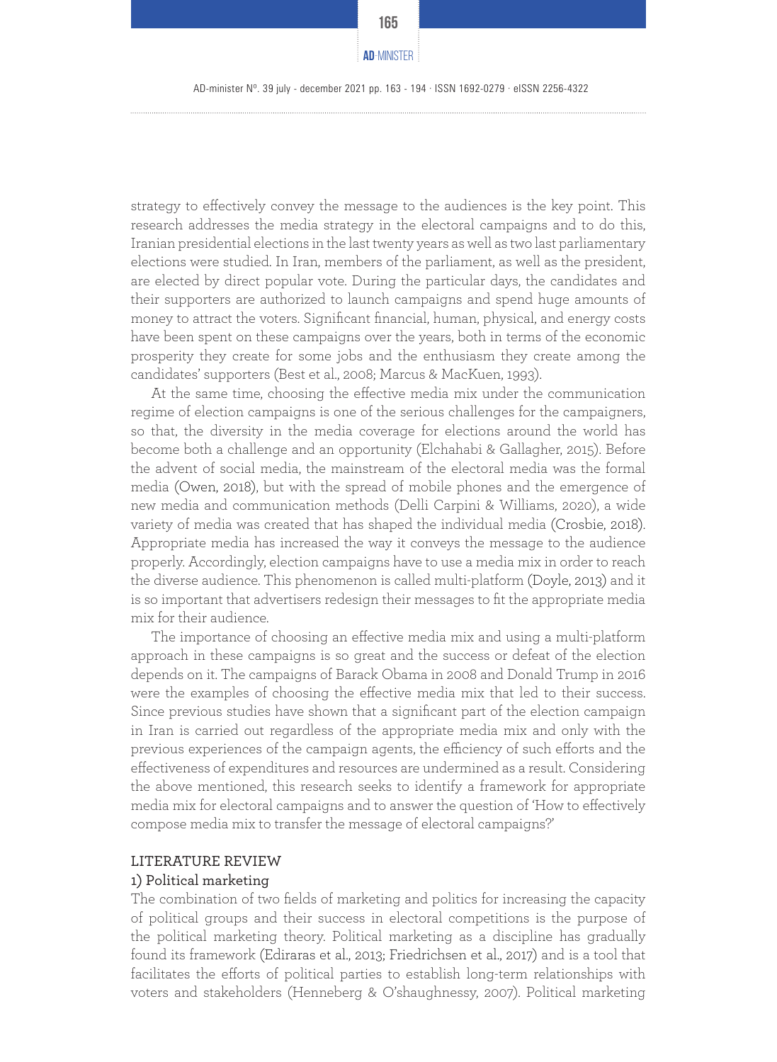strategy to effectively convey the message to the audiences is the key point. This research addresses the media strategy in the electoral campaigns and to do this, Iranian presidential elections in the last twenty years as well as two last parliamentary elections were studied. In Iran, members of the parliament, as well as the president, are elected by direct popular vote. During the particular days, the candidates and their supporters are authorized to launch campaigns and spend huge amounts of money to attract the voters. Significant financial, human, physical, and energy costs have been spent on these campaigns over the years, both in terms of the economic prosperity they create for some jobs and the enthusiasm they create among the candidates' supporters (Best et al., 2008; Marcus & MacKuen, 1993).

At the same time, choosing the effective media mix under the communication regime of election campaigns is one of the serious challenges for the campaigners, so that, the diversity in the media coverage for elections around the world has become both a challenge and an opportunity (Elchahabi & Gallagher, 2015). Before the advent of social media, the mainstream of the electoral media was the formal media (Owen, 2018), but with the spread of mobile phones and the emergence of new media and communication methods (Delli Carpini & Williams, 2020), a wide variety of media was created that has shaped the individual media (Crosbie, 2018). Appropriate media has increased the way it conveys the message to the audience properly. Accordingly, election campaigns have to use a media mix in order to reach the diverse audience. This phenomenon is called multi-platform (Doyle, 2013) and it is so important that advertisers redesign their messages to fit the appropriate media mix for their audience.

The importance of choosing an effective media mix and using a multi-platform approach in these campaigns is so great and the success or defeat of the election depends on it. The campaigns of Barack Obama in 2008 and Donald Trump in 2016 were the examples of choosing the effective media mix that led to their success. Since previous studies have shown that a significant part of the election campaign in Iran is carried out regardless of the appropriate media mix and only with the previous experiences of the campaign agents, the efficiency of such efforts and the effectiveness of expenditures and resources are undermined as a result. Considering the above mentioned, this research seeks to identify a framework for appropriate media mix for electoral campaigns and to answer the question of 'How to effectively compose media mix to transfer the message of electoral campaigns?'

## LITERATURE REVIEW

### 1) Political marketing

The combination of two fields of marketing and politics for increasing the capacity of political groups and their success in electoral competitions is the purpose of the political marketing theory. Political marketing as a discipline has gradually found its framework (Ediraras et al., 2013; Friedrichsen et al., 2017) and is a tool that facilitates the efforts of political parties to establish long-term relationships with voters and stakeholders (Henneberg & O'shaughnessy, 2007). Political marketing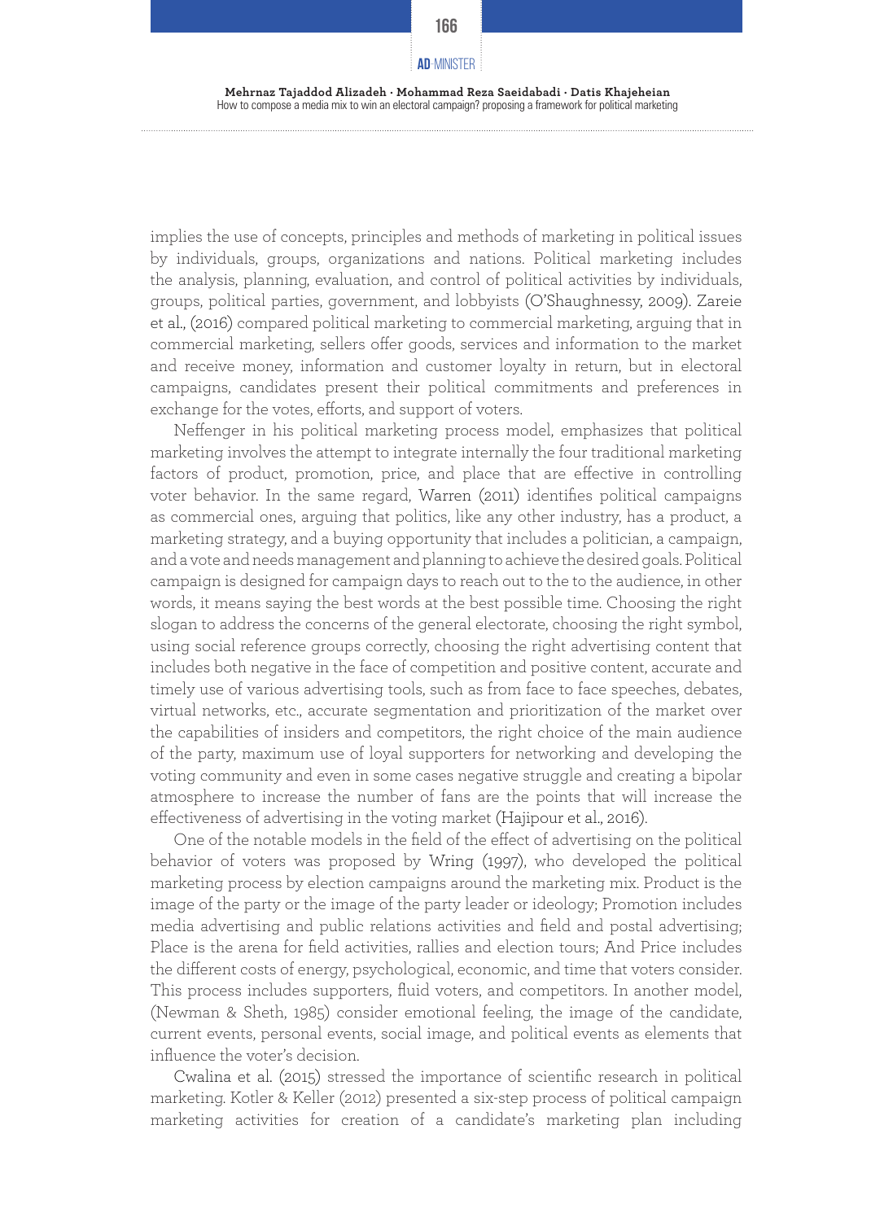implies the use of concepts, principles and methods of marketing in political issues by individuals, groups, organizations and nations. Political marketing includes the analysis, planning, evaluation, and control of political activities by individuals, groups, political parties, government, and lobbyists (O'Shaughnessy, 2009). Zareie et al., (2016) compared political marketing to commercial marketing, arguing that in commercial marketing, sellers offer goods, services and information to the market and receive money, information and customer loyalty in return, but in electoral campaigns, candidates present their political commitments and preferences in exchange for the votes, efforts, and support of voters.

Neffenger in his political marketing process model, emphasizes that political marketing involves the attempt to integrate internally the four traditional marketing factors of product, promotion, price, and place that are effective in controlling voter behavior. In the same regard, Warren (2011) identifies political campaigns as commercial ones, arguing that politics, like any other industry, has a product, a marketing strategy, and a buying opportunity that includes a politician, a campaign, and a vote and needs management and planning to achieve the desired goals. Political campaign is designed for campaign days to reach out to the to the audience, in other words, it means saying the best words at the best possible time. Choosing the right slogan to address the concerns of the general electorate, choosing the right symbol, using social reference groups correctly, choosing the right advertising content that includes both negative in the face of competition and positive content, accurate and timely use of various advertising tools, such as from face to face speeches, debates, virtual networks, etc., accurate segmentation and prioritization of the market over the capabilities of insiders and competitors, the right choice of the main audience of the party, maximum use of loyal supporters for networking and developing the voting community and even in some cases negative struggle and creating a bipolar atmosphere to increase the number of fans are the points that will increase the effectiveness of advertising in the voting market (Hajipour et al., 2016).

One of the notable models in the field of the effect of advertising on the political behavior of voters was proposed by Wring (1997), who developed the political marketing process by election campaigns around the marketing mix. Product is the image of the party or the image of the party leader or ideology; Promotion includes media advertising and public relations activities and field and postal advertising; Place is the arena for field activities, rallies and election tours; And Price includes the different costs of energy, psychological, economic, and time that voters consider. This process includes supporters, fluid voters, and competitors. In another model, (Newman & Sheth, 1985) consider emotional feeling, the image of the candidate, current events, personal events, social image, and political events as elements that influence the voter's decision.

Cwalina et al. (2015) stressed the importance of scientific research in political marketing. Kotler & Keller (2012) presented a six-step process of political campaign marketing activities for creation of a candidate's marketing plan including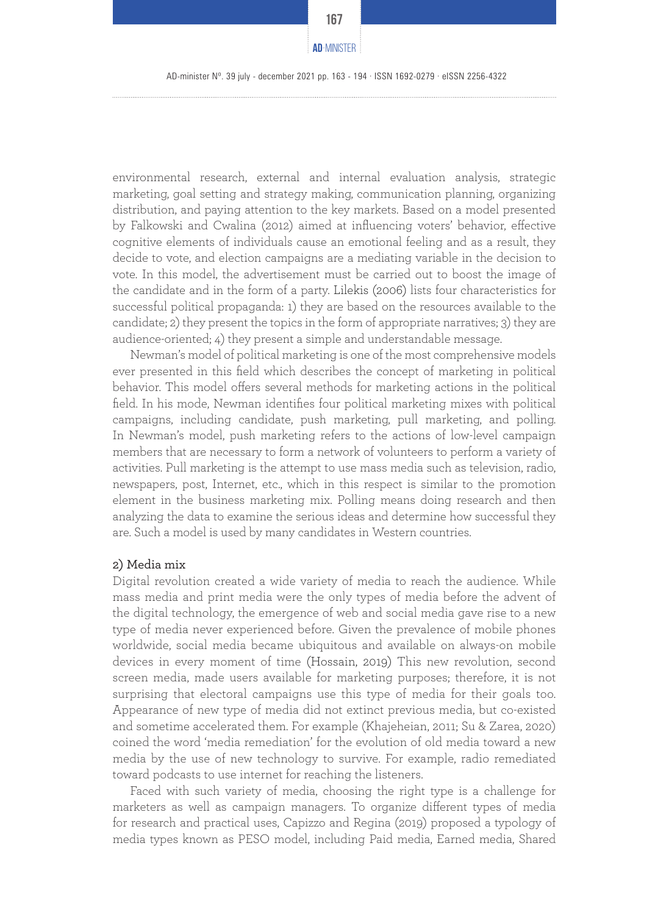environmental research, external and internal evaluation analysis, strategic marketing, goal setting and strategy making, communication planning, organizing distribution, and paying attention to the key markets. Based on a model presented by Falkowski and Cwalina (2012) aimed at influencing voters' behavior, effective cognitive elements of individuals cause an emotional feeling and as a result, they decide to vote, and election campaigns are a mediating variable in the decision to vote. In this model, the advertisement must be carried out to boost the image of the candidate and in the form of a party. Lilekis (2006) lists four characteristics for successful political propaganda: 1) they are based on the resources available to the candidate; 2) they present the topics in the form of appropriate narratives; 3) they are audience-oriented; 4) they present a simple and understandable message.

Newman's model of political marketing is one of the most comprehensive models ever presented in this field which describes the concept of marketing in political behavior. This model offers several methods for marketing actions in the political field. In his mode, Newman identifies four political marketing mixes with political campaigns, including candidate, push marketing, pull marketing, and polling. In Newman's model, push marketing refers to the actions of low-level campaign members that are necessary to form a network of volunteers to perform a variety of activities. Pull marketing is the attempt to use mass media such as television, radio, newspapers, post, Internet, etc., which in this respect is similar to the promotion element in the business marketing mix. Polling means doing research and then analyzing the data to examine the serious ideas and determine how successful they are. Such a model is used by many candidates in Western countries.

### 2) Media mix

Digital revolution created a wide variety of media to reach the audience. While mass media and print media were the only types of media before the advent of the digital technology, the emergence of web and social media gave rise to a new type of media never experienced before. Given the prevalence of mobile phones worldwide, social media became ubiquitous and available on always-on mobile devices in every moment of time (Hossain, 2019) This new revolution, second screen media, made users available for marketing purposes; therefore, it is not surprising that electoral campaigns use this type of media for their goals too. Appearance of new type of media did not extinct previous media, but co-existed and sometime accelerated them. For example (Khajeheian, 2011; Su & Zarea, 2020) coined the word 'media remediation' for the evolution of old media toward a new media by the use of new technology to survive. For example, radio remediated toward podcasts to use internet for reaching the listeners.

Faced with such variety of media, choosing the right type is a challenge for marketers as well as campaign managers. To organize different types of media for research and practical uses, Capizzo and Regina (2019) proposed a typology of media types known as PESO model, including Paid media, Earned media, Shared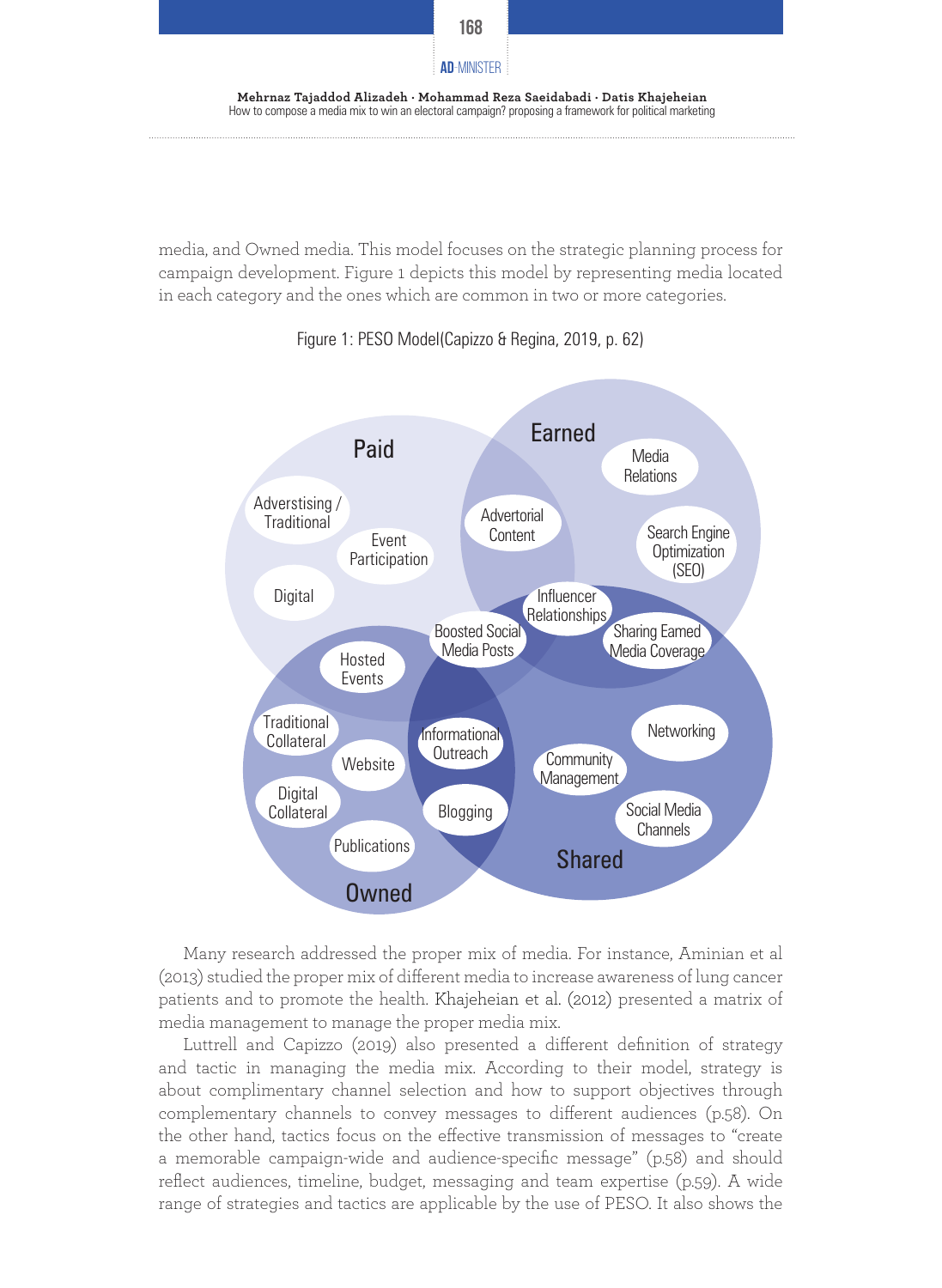media, and Owned media. This model focuses on the strategic planning process for campaign development. Figure 1 depicts this model by representing media located in each category and the ones which are common in two or more categories.

Figure 1: PESO Model(Capizzo & Regina, 2019, p. 62)

Many research addressed the proper mix of media. For instance, Aminian et al (2013) studied the proper mix of different media to increase awareness of lung cancer patients and to promote the health. Khajeheian et al. (2012) presented a matrix of media management to manage the proper media mix.

Luttrell and Capizzo (2019) also presented a different definition of strategy and tactic in managing the media mix. According to their model, strategy is about complimentary channel selection and how to support objectives through complementary channels to convey messages to different audiences (p.58). On the other hand, tactics focus on the effective transmission of messages to "create a memorable campaign-wide and audience-specific message" (p.58) and should reflect audiences, timeline, budget, messaging and team expertise (p.59). A wide range of strategies and tactics are applicable by the use of PESO. It also shows the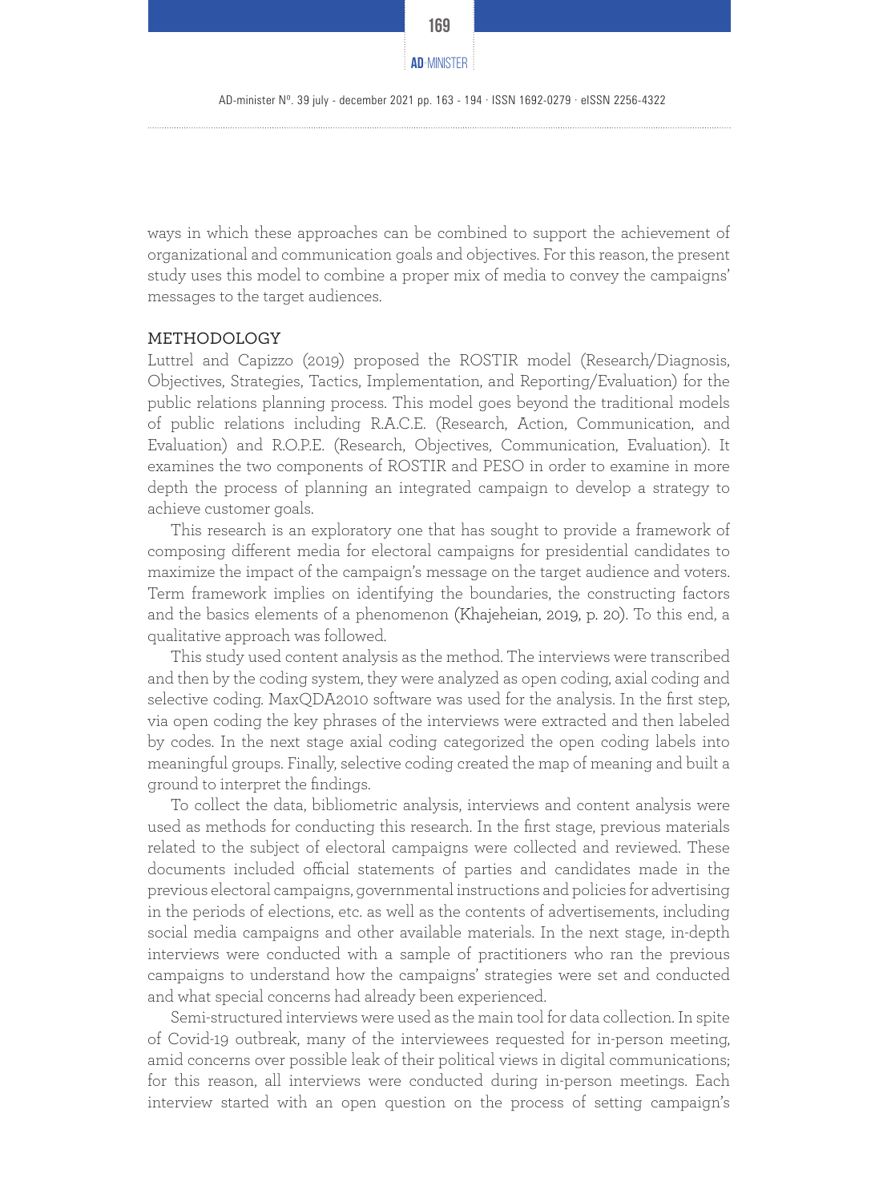ways in which these approaches can be combined to support the achievement of organizational and communication goals and objectives. For this reason, the present study uses this model to combine a proper mix of media to convey the campaigns' messages to the target audiences.

## METHODOLOGY

Luttrel and Capizzo (2019) proposed the ROSTIR model (Research/Diagnosis, Objectives, Strategies, Tactics, Implementation, and Reporting/Evaluation) for the public relations planning process. This model goes beyond the traditional models of public relations including R.A.C.E. (Research, Action, Communication, and Evaluation) and R.O.P.E. (Research, Objectives, Communication, Evaluation). It examines the two components of ROSTIR and PESO in order to examine in more depth the process of planning an integrated campaign to develop a strategy to achieve customer goals.

This research is an exploratory one that has sought to provide a framework of composing different media for electoral campaigns for presidential candidates to maximize the impact of the campaign's message on the target audience and voters. Term framework implies on identifying the boundaries, the constructing factors and the basics elements of a phenomenon (Khajeheian, 2019, p. 20). To this end, a qualitative approach was followed.

This study used content analysis as the method. The interviews were transcribed and then by the coding system, they were analyzed as open coding, axial coding and selective coding. MaxQDA2010 software was used for the analysis. In the first step, via open coding the key phrases of the interviews were extracted and then labeled by codes. In the next stage axial coding categorized the open coding labels into meaningful groups. Finally, selective coding created the map of meaning and built a ground to interpret the findings.

To collect the data, bibliometric analysis, interviews and content analysis were used as methods for conducting this research. In the first stage, previous materials related to the subject of electoral campaigns were collected and reviewed. These documents included official statements of parties and candidates made in the previous electoral campaigns, governmental instructions and policies for advertising in the periods of elections, etc. as well as the contents of advertisements, including social media campaigns and other available materials. In the next stage, in-depth interviews were conducted with a sample of practitioners who ran the previous campaigns to understand how the campaigns' strategies were set and conducted and what special concerns had already been experienced.

Semi-structured interviews were used as the main tool for data collection. In spite of Covid-19 outbreak, many of the interviewees requested for in-person meeting, amid concerns over possible leak of their political views in digital communications; for this reason, all interviews were conducted during in-person meetings. Each interview started with an open question on the process of setting campaign's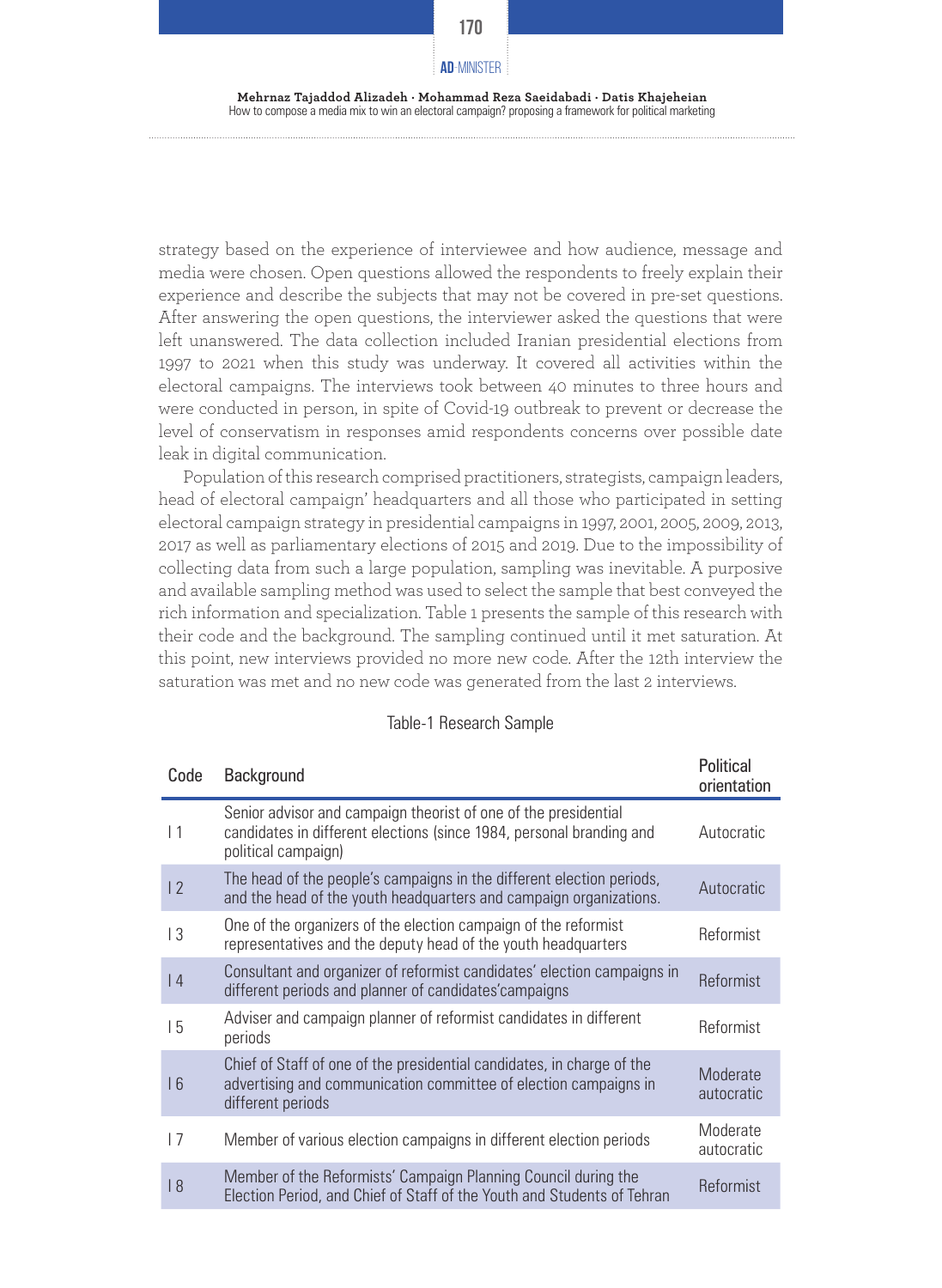strategy based on the experience of interviewee and how audience, message and media were chosen. Open questions allowed the respondents to freely explain their experience and describe the subjects that may not be covered in pre-set questions. After answering the open questions, the interviewer asked the questions that were left unanswered. The data collection included Iranian presidential elections from 1997 to 2021 when this study was underway. It covered all activities within the electoral campaigns. The interviews took between 40 minutes to three hours and were conducted in person, in spite of Covid-19 outbreak to prevent or decrease the level of conservatism in responses amid respondents concerns over possible date leak in digital communication.

Population of this research comprised practitioners, strategists, campaign leaders, head of electoral campaign' headquarters and all those who participated in setting electoral campaign strategy in presidential campaigns in 1997, 2001, 2005, 2009, 2013, 2017 as well as parliamentary elections of 2015 and 2019. Due to the impossibility of collecting data from such a large population, sampling was inevitable. A purposive and available sampling method was used to select the sample that best conveyed the rich information and specialization. Table 1 presents the sample of this research with their code and the background. The sampling continued until it met saturation. At this point, new interviews provided no more new code. After the 12th interview the saturation was met and no new code was generated from the last 2 interviews.

Table-1 Research Sample

| Code | Background | Political orientation |
|---|---|---|
| I 1 | Senior advisor and campaign theorist of one of the presidential candidates in different elections (since 1984, personal branding and political campaign) | Autocratic |
| I 2 | The head of the people's campaigns in the different election periods, and the head of the youth headquarters and campaign organizations. | Autocratic |
| I 3 | One of the organizers of the election campaign of the reformist representatives and the deputy head of the youth headquarters | Reformist |
| I 4 | Consultant and organizer of reformist candidates' election campaigns in different periods and planner of candidates'campaigns | Reformist |
| I 5 | Adviser and campaign planner of reformist candidates in different periods | Reformist |
| I 6 | Chief of Staff of one of the presidential candidates, in charge of the advertising and communication committee of election campaigns in different periods | Moderate autocratic |
| I 7 | Member of various election campaigns in different election periods | Moderate autocratic |
| I 8 | Member of the Reformists' Campaign Planning Council during the Election Period, and Chief of Staff of the Youth and Students of Tehran | Reformist |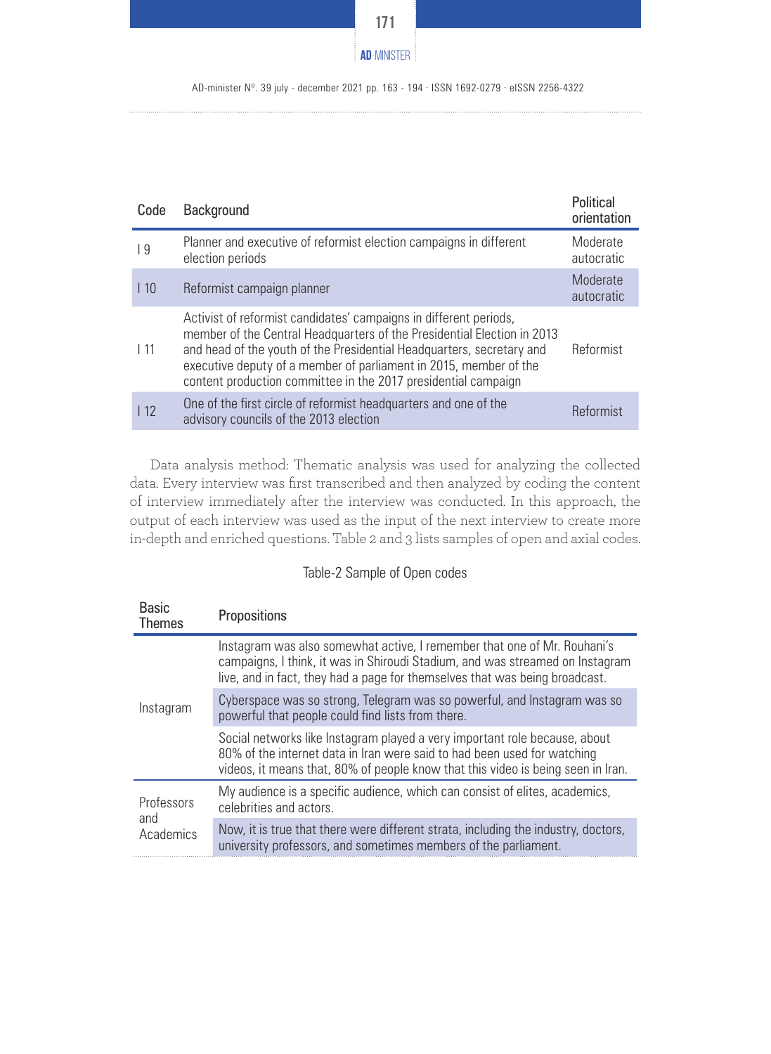| Code | Background | Political orientation |
|---|---|---|
| I 9 | Planner and executive of reformist election campaigns in different election periods | Moderate autocratic |
| I 10 | Reformist campaign planner | Moderate autocratic |
| I 11 | Activist of reformist candidates' campaigns in different periods, member of the Central Headquarters of the Presidential Election in 2013 and head of the youth of the Presidential Headquarters, secretary and executive deputy of a member of parliament in 2015, member of the content production committee in the 2017 presidential campaign | Reformist |
| I 12 | One of the first circle of reformist headquarters and one of the advisory councils of the 2013 election | Reformist |

Data analysis method: Thematic analysis was used for analyzing the collected data. Every interview was first transcribed and then analyzed by coding the content of interview immediately after the interview was conducted. In this approach, the output of each interview was used as the input of the next interview to create more in-depth and enriched questions. Table 2 and 3 lists samples of open and axial codes.

Table-2 Sample of Open codes

| Basic Themes | Propositions |
|---|---|
| Instagram | Instagram was also somewhat active, I remember that one of Mr. Rouhani's campaigns, I think, it was in Shiroudi Stadium, and was streamed on Instagram live, and in fact, they had a page for themselves that was being broadcast. |
| | Cyberspace was so strong, Telegram was so powerful, and Instagram was so powerful that people could find lists from there. |
| | Social networks like Instagram played a very important role because, about 80% of the internet data in Iran were said to had been used for watching videos, it means that, 80% of people know that this video is being seen in Iran. |
| Professors and Academics | My audience is a specific audience, which can consist of elites, academics, celebrities and actors. |
| | Now, it is true that there were different strata, including the industry, doctors, university professors, and sometimes members of the parliament. |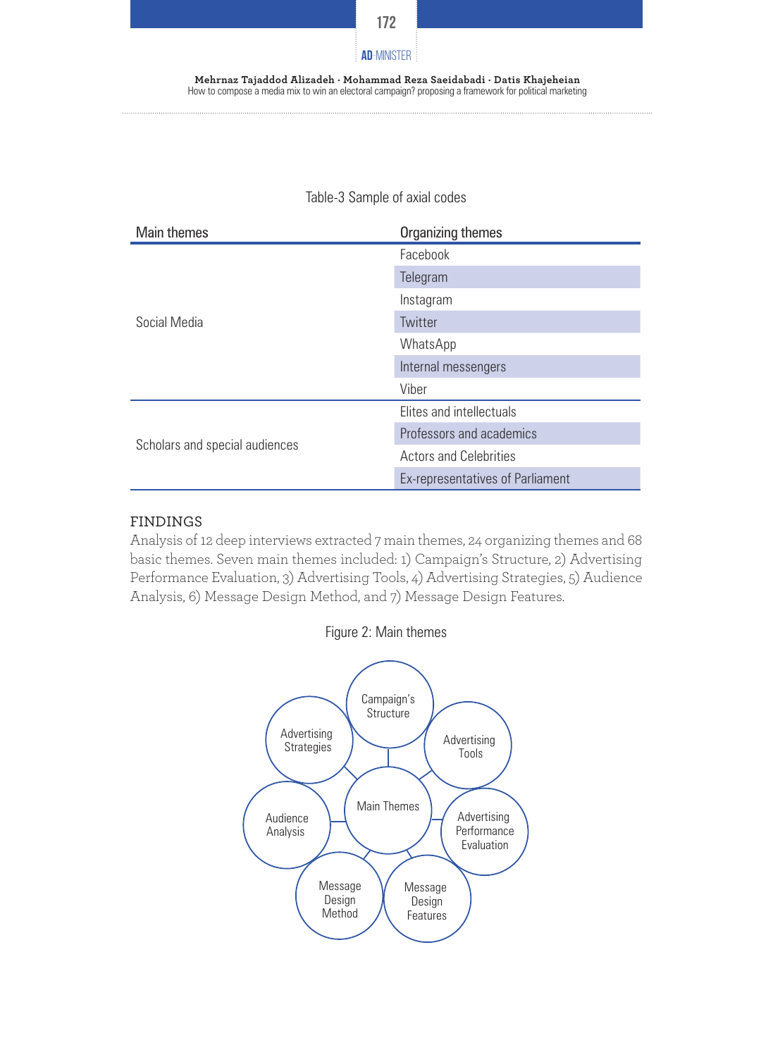Table-3 Sample of axial codes

| Main themes | Organizing themes |
|---|---|
| Social Media | Facebook |
| | Telegram |
| | Instagram |
| | Twitter |
| | WhatsApp |
| | Internal messengers |
| | Viber |
| Scholars and special audiences | Elites and intellectuals |
| | Professors and academics |
| | Actors and Celebrities |
| | Ex-representatives of Parliament |

## FINDINGS

Analysis of 12 deep interviews extracted 7 main themes, 24 organizing themes and 68 basic themes. Seven main themes included: 1) Campaign's Structure, 2) Advertising Performance Evaluation, 3) Advertising Tools, 4) Advertising Strategies, 5) Audience Analysis, 6) Message Design Method, and 7) Message Design Features.

Figure 2: Main themes

Main Themes: Campaign's Structure; Advertising Tools; Advertising Performance Evaluation; Message Design Features; Message Design Method; Audience Analysis; Advertising Strategies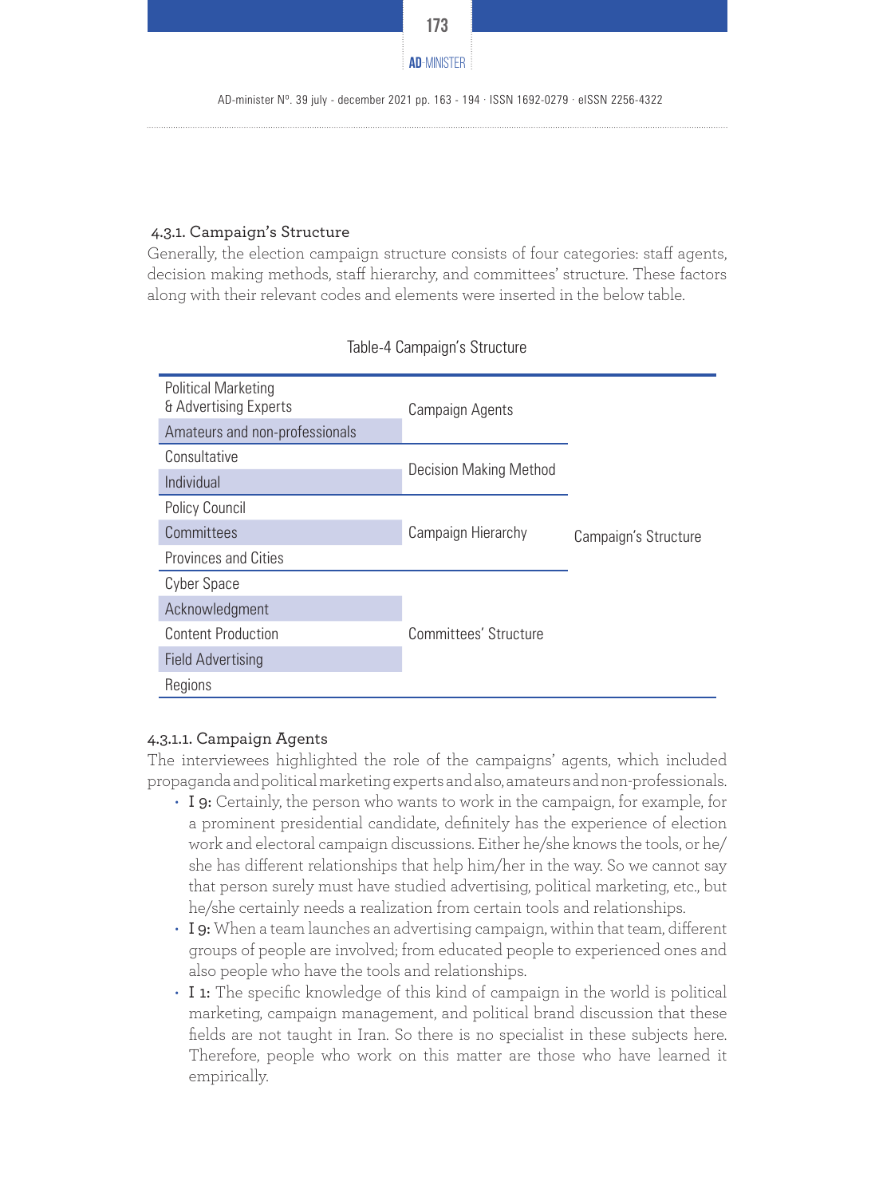#### 4.3.1. Campaign's Structure

Generally, the election campaign structure consists of four categories: staff agents, decision making methods, staff hierarchy, and committees' structure. These factors along with their relevant codes and elements were inserted in the below table.

Table-4 Campaign's Structure

| Codes | Elements | Category |
|---|---|---|
| Political Marketing & Advertising Experts | Campaign Agents | Campaign's Structure |
| Amateurs and non-professionals | | |
| Consultative | Decision Making Method | |
| Individual | | |
| Policy Council | Campaign Hierarchy | |
| Committees | | |
| Provinces and Cities | | |
| Cyber Space | Committees' Structure | |
| Acknowledgment | | |
| Content Production | | |
| Field Advertising | | |
| Regions | | |

##### 4.3.1.1. Campaign Agents

The interviewees highlighted the role of the campaigns' agents, which included propaganda and political marketing experts and also, amateurs and non-professionals.

- **I 9:** Certainly, the person who wants to work in the campaign, for example, for a prominent presidential candidate, definitely has the experience of election work and electoral campaign discussions. Either he/she knows the tools, or he/she has different relationships that help him/her in the way. So we cannot say that person surely must have studied advertising, political marketing, etc., but he/she certainly needs a realization from certain tools and relationships.
- **I 9:** When a team launches an advertising campaign, within that team, different groups of people are involved; from educated people to experienced ones and also people who have the tools and relationships.
- **I 1:** The specific knowledge of this kind of campaign in the world is political marketing, campaign management, and political brand discussion that these fields are not taught in Iran. So there is no specialist in these subjects here. Therefore, people who work on this matter are those who have learned it empirically.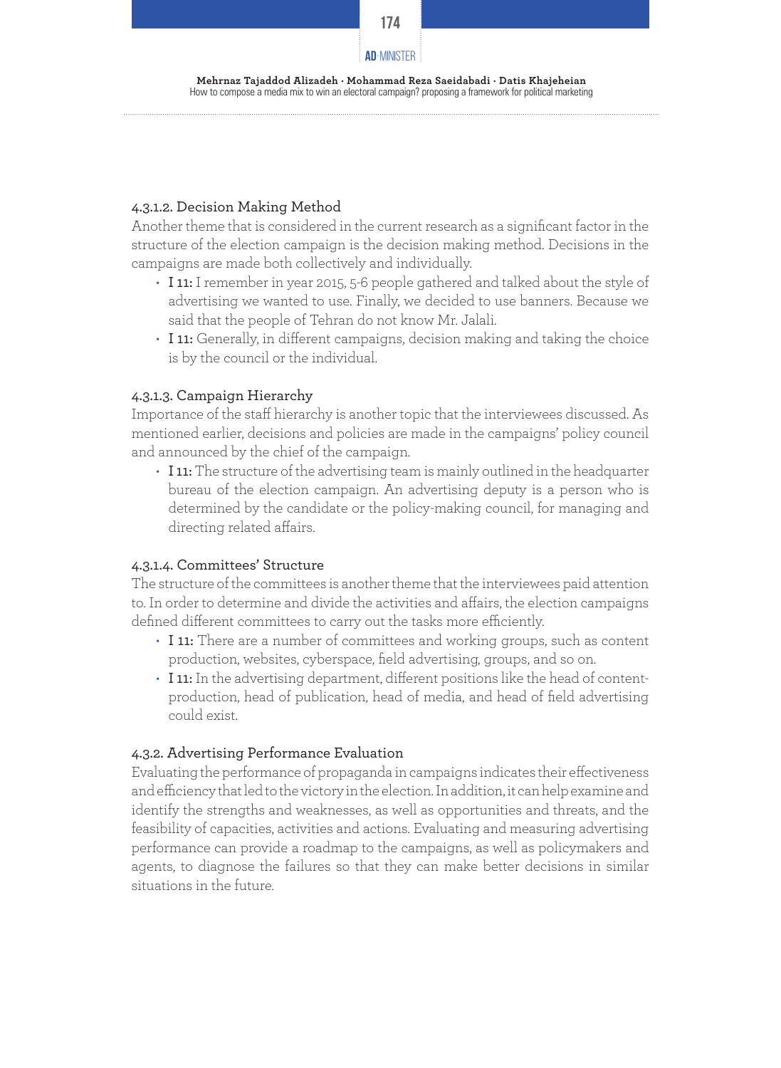#### 4.3.1.2. Decision Making Method

Another theme that is considered in the current research as a significant factor in the structure of the election campaign is the decision making method. Decisions in the campaigns are made both collectively and individually.

- **I 11:** I remember in year 2015, 5-6 people gathered and talked about the style of advertising we wanted to use. Finally, we decided to use banners. Because we said that the people of Tehran do not know Mr. Jalali.
- **I 11:** Generally, in different campaigns, decision making and taking the choice is by the council or the individual.

#### 4.3.1.3. Campaign Hierarchy

Importance of the staff hierarchy is another topic that the interviewees discussed. As mentioned earlier, decisions and policies are made in the campaigns' policy council and announced by the chief of the campaign.

- **I 11:** The structure of the advertising team is mainly outlined in the headquarter bureau of the election campaign. An advertising deputy is a person who is determined by the candidate or the policy-making council, for managing and directing related affairs.

#### 4.3.1.4. Committees' Structure

The structure of the committees is another theme that the interviewees paid attention to. In order to determine and divide the activities and affairs, the election campaigns defined different committees to carry out the tasks more efficiently.

- **I 11:** There are a number of committees and working groups, such as content production, websites, cyberspace, field advertising, groups, and so on.
- **I 11:** In the advertising department, different positions like the head of content-production, head of publication, head of media, and head of field advertising could exist.

### 4.3.2. Advertising Performance Evaluation

Evaluating the performance of propaganda in campaigns indicates their effectiveness and efficiency that led to the victory in the election. In addition, it can help examine and identify the strengths and weaknesses, as well as opportunities and threats, and the feasibility of capacities, activities and actions. Evaluating and measuring advertising performance can provide a roadmap to the campaigns, as well as policymakers and agents, to diagnose the failures so that they can make better decisions in similar situations in the future.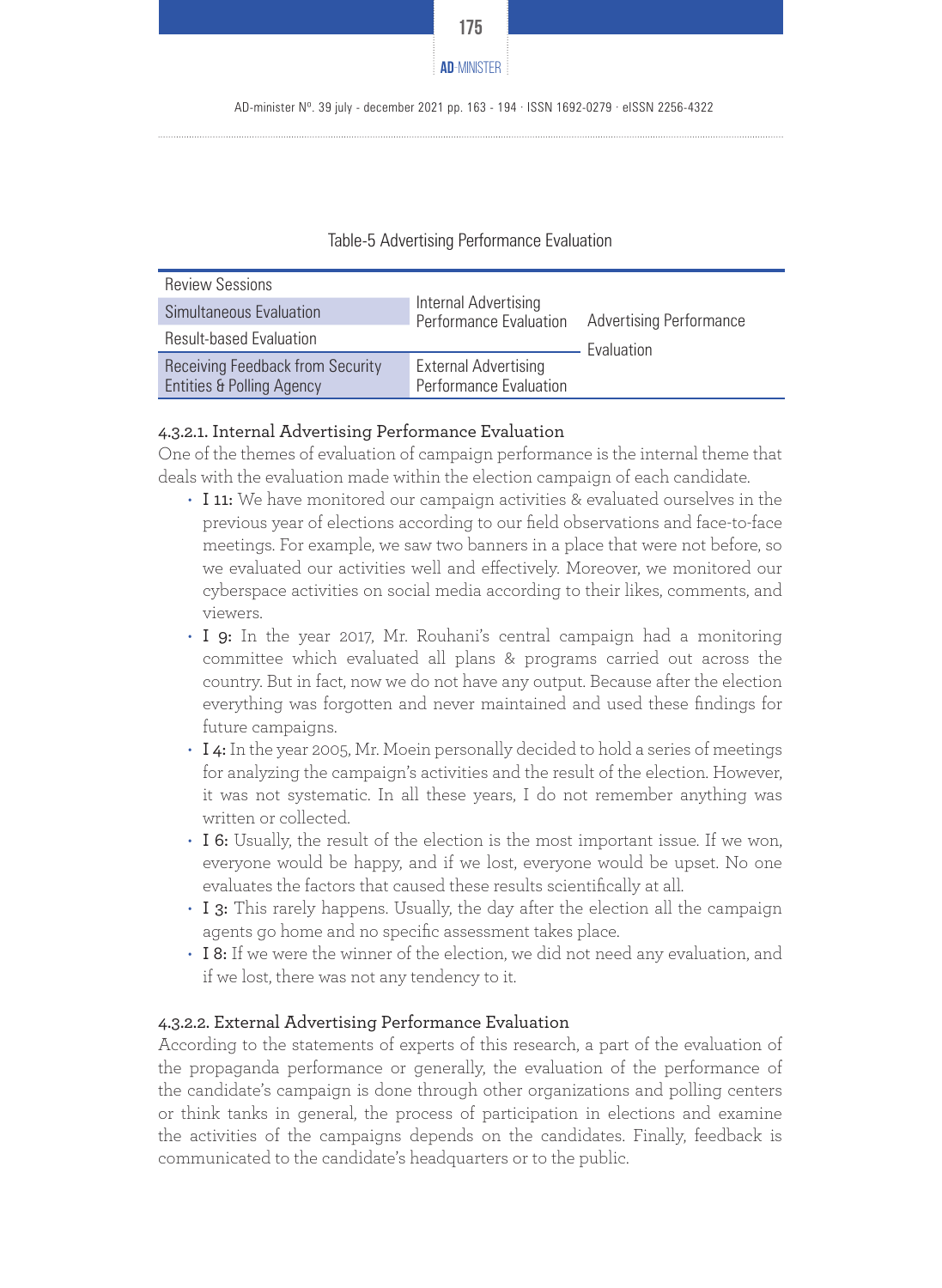Table-5 Advertising Performance Evaluation

| Sub-theme | Theme | Main Theme |
|---|---|---|
| Review Sessions | Internal Advertising Performance Evaluation | Advertising Performance Evaluation |
| Simultaneous Evaluation | | |
| Result-based Evaluation | | |
| Receiving Feedback from Security Entities & Polling Agency | External Advertising Performance Evaluation | |

#### 4.3.2.1. Internal Advertising Performance Evaluation

One of the themes of evaluation of campaign performance is the internal theme that deals with the evaluation made within the election campaign of each candidate.

- **I 11:** We have monitored our campaign activities & evaluated ourselves in the previous year of elections according to our field observations and face-to-face meetings. For example, we saw two banners in a place that were not before, so we evaluated our activities well and effectively. Moreover, we monitored our cyberspace activities on social media according to their likes, comments, and viewers.
- **I 9:** In the year 2017, Mr. Rouhani's central campaign had a monitoring committee which evaluated all plans & programs carried out across the country. But in fact, now we do not have any output. Because after the election everything was forgotten and never maintained and used these findings for future campaigns.
- **I 4:** In the year 2005, Mr. Moein personally decided to hold a series of meetings for analyzing the campaign's activities and the result of the election. However, it was not systematic. In all these years, I do not remember anything was written or collected.
- **I 6:** Usually, the result of the election is the most important issue. If we won, everyone would be happy, and if we lost, everyone would be upset. No one evaluates the factors that caused these results scientifically at all.
- **I 3:** This rarely happens. Usually, the day after the election all the campaign agents go home and no specific assessment takes place.
- **I 8:** If we were the winner of the election, we did not need any evaluation, and if we lost, there was not any tendency to it.

#### 4.3.2.2. External Advertising Performance Evaluation

According to the statements of experts of this research, a part of the evaluation of the propaganda performance or generally, the evaluation of the performance of the candidate's campaign is done through other organizations and polling centers or think tanks in general, the process of participation in elections and examine the activities of the campaigns depends on the candidates. Finally, feedback is communicated to the candidate's headquarters or to the public.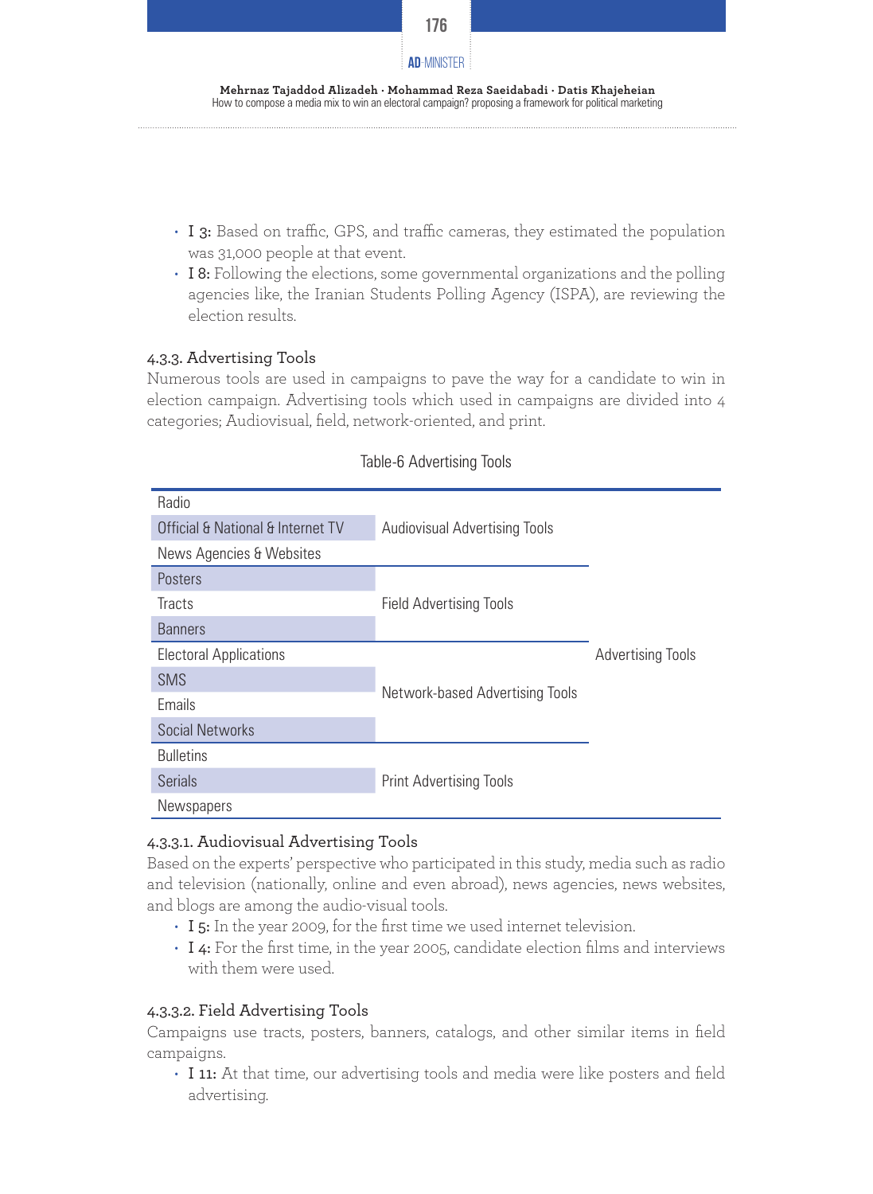- **I 3:** Based on traffic, GPS, and traffic cameras, they estimated the population was 31,000 people at that event.
- **I 8:** Following the elections, some governmental organizations and the polling agencies like, the Iranian Students Polling Agency (ISPA), are reviewing the election results.

#### 4.3.3. Advertising Tools

Numerous tools are used in campaigns to pave the way for a candidate to win in election campaign. Advertising tools which used in campaigns are divided into 4 categories; Audiovisual, field, network-oriented, and print.

Table-6 Advertising Tools

| Tool | Category | Group |
|---|---|---|
| Radio | Audiovisual Advertising Tools | Advertising Tools |
| Official & National & Internet TV | | |
| News Agencies & Websites | | |
| Posters | Field Advertising Tools | |
| Tracts | | |
| Banners | | |
| Electoral Applications | Network-based Advertising Tools | |
| SMS | | |
| Emails | | |
| Social Networks | | |
| Bulletins | Print Advertising Tools | |
| Serials | | |
| Newspapers | | |

##### 4.3.3.1. Audiovisual Advertising Tools

Based on the experts' perspective who participated in this study, media such as radio and television (nationally, online and even abroad), news agencies, news websites, and blogs are among the audio-visual tools.

- **I 5:** In the year 2009, for the first time we used internet television.
- **I 4:** For the first time, in the year 2005, candidate election films and interviews with them were used.

##### 4.3.3.2. Field Advertising Tools

Campaigns use tracts, posters, banners, catalogs, and other similar items in field campaigns.

- **I 11:** At that time, our advertising tools and media were like posters and field advertising.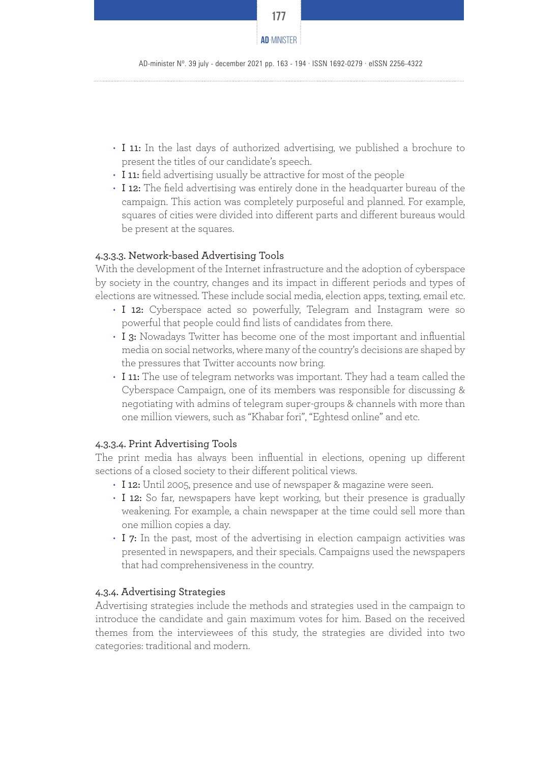- **I 11:** In the last days of authorized advertising, we published a brochure to present the titles of our candidate's speech.
- **I 11:** field advertising usually be attractive for most of the people
- **I 12:** The field advertising was entirely done in the headquarter bureau of the campaign. This action was completely purposeful and planned. For example, squares of cities were divided into different parts and different bureaus would be present at the squares.

#### 4.3.3.3. Network-based Advertising Tools

With the development of the Internet infrastructure and the adoption of cyberspace by society in the country, changes and its impact in different periods and types of elections are witnessed. These include social media, election apps, texting, email etc.

- **I 12:** Cyberspace acted so powerfully, Telegram and Instagram were so powerful that people could find lists of candidates from there.
- **I 3:** Nowadays Twitter has become one of the most important and influential media on social networks, where many of the country's decisions are shaped by the pressures that Twitter accounts now bring.
- **I 11:** The use of telegram networks was important. They had a team called the Cyberspace Campaign, one of its members was responsible for discussing & negotiating with admins of telegram super-groups & channels with more than one million viewers, such as "Khabar fori", "Eghtesd online" and etc.

#### 4.3.3.4. Print Advertising Tools

The print media has always been influential in elections, opening up different sections of a closed society to their different political views.

- **I 12:** Until 2005, presence and use of newspaper & magazine were seen.
- **I 12:** So far, newspapers have kept working, but their presence is gradually weakening. For example, a chain newspaper at the time could sell more than one million copies a day.
- **I 7:** In the past, most of the advertising in election campaign activities was presented in newspapers, and their specials. Campaigns used the newspapers that had comprehensiveness in the country.

### 4.3.4. Advertising Strategies

Advertising strategies include the methods and strategies used in the campaign to introduce the candidate and gain maximum votes for him. Based on the received themes from the interviewees of this study, the strategies are divided into two categories: traditional and modern.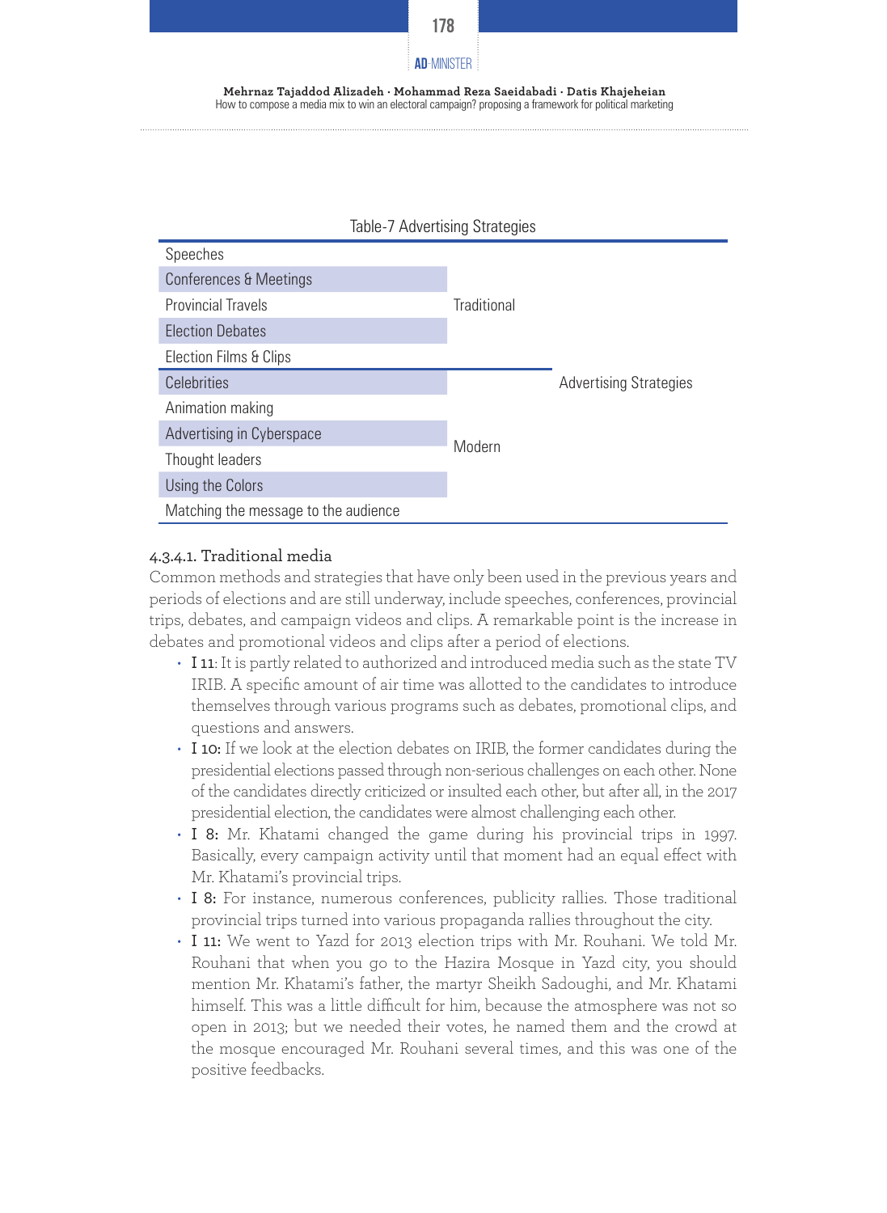Table-7 Advertising Strategies

| Item | Type | Category |
|---|---|---|
| Speeches | Traditional | Advertising Strategies |
| Conferences & Meetings | | |
| Provincial Travels | | |
| Election Debates | | |
| Election Films & Clips | | |
| Celebrities | Modern | |
| Animation making | | |
| Advertising in Cyberspace | | |
| Thought leaders | | |
| Using the Colors | | |
| Matching the message to the audience | | |

#### 4.3.4.1. Traditional media

Common methods and strategies that have only been used in the previous years and periods of elections and are still underway, include speeches, conferences, provincial trips, debates, and campaign videos and clips. A remarkable point is the increase in debates and promotional videos and clips after a period of elections.

- **I 11**: It is partly related to authorized and introduced media such as the state TV IRIB. A specific amount of air time was allotted to the candidates to introduce themselves through various programs such as debates, promotional clips, and questions and answers.
- **I 10:** If we look at the election debates on IRIB, the former candidates during the presidential elections passed through non-serious challenges on each other. None of the candidates directly criticized or insulted each other, but after all, in the 2017 presidential election, the candidates were almost challenging each other.
- **I 8:** Mr. Khatami changed the game during his provincial trips in 1997. Basically, every campaign activity until that moment had an equal effect with Mr. Khatami's provincial trips.
- **I 8:** For instance, numerous conferences, publicity rallies. Those traditional provincial trips turned into various propaganda rallies throughout the city.
- **I 11:** We went to Yazd for 2013 election trips with Mr. Rouhani. We told Mr. Rouhani that when you go to the Hazira Mosque in Yazd city, you should mention Mr. Khatami's father, the martyr Sheikh Sadoughi, and Mr. Khatami himself. This was a little difficult for him, because the atmosphere was not so open in 2013; but we needed their votes, he named them and the crowd at the mosque encouraged Mr. Rouhani several times, and this was one of the positive feedbacks.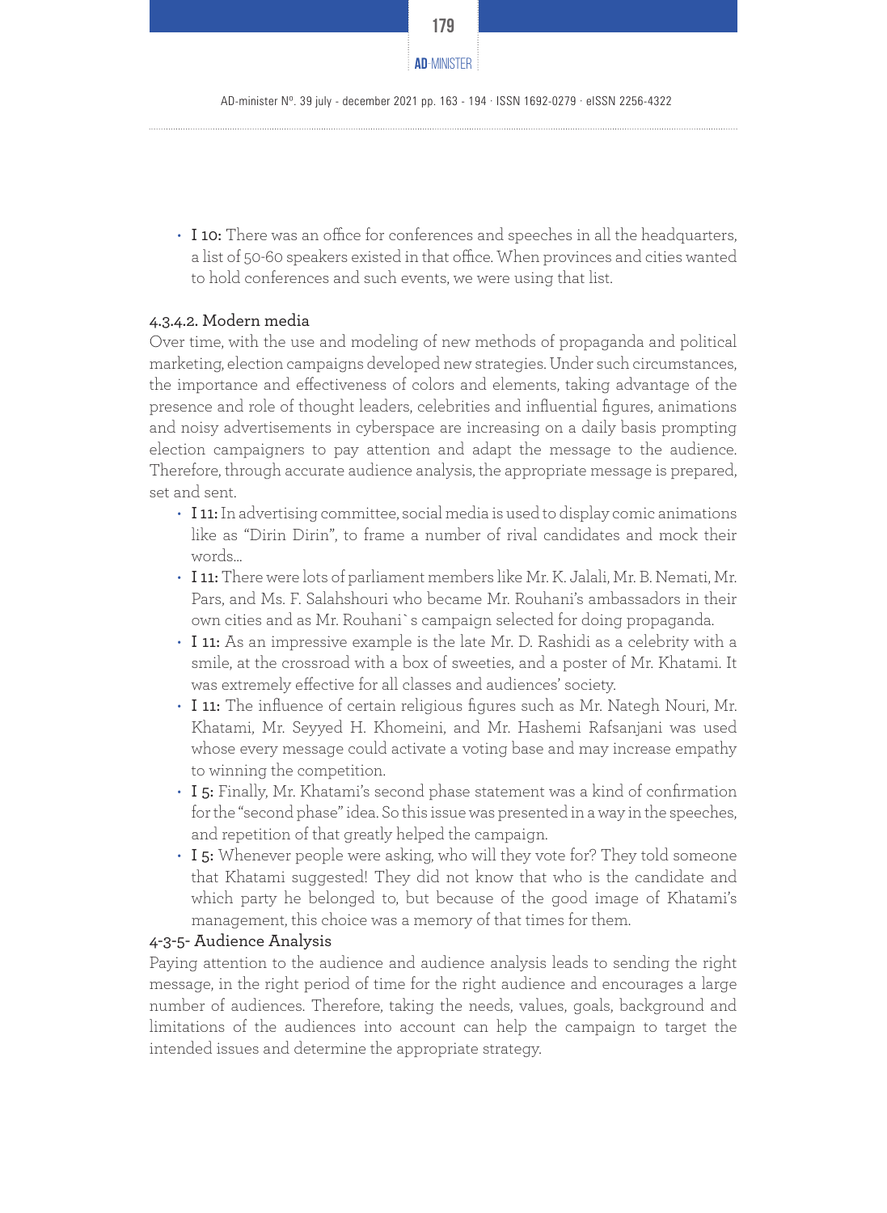- **I 10:** There was an office for conferences and speeches in all the headquarters, a list of 50-60 speakers existed in that office. When provinces and cities wanted to hold conferences and such events, we were using that list.

#### 4.3.4.2. Modern media

Over time, with the use and modeling of new methods of propaganda and political marketing, election campaigns developed new strategies. Under such circumstances, the importance and effectiveness of colors and elements, taking advantage of the presence and role of thought leaders, celebrities and influential figures, animations and noisy advertisements in cyberspace are increasing on a daily basis prompting election campaigners to pay attention and adapt the message to the audience. Therefore, through accurate audience analysis, the appropriate message is prepared, set and sent.

- **I 11:** In advertising committee, social media is used to display comic animations like as "Dirin Dirin", to frame a number of rival candidates and mock their words…
- **I 11:** There were lots of parliament members like Mr. K. Jalali, Mr. B. Nemati, Mr. Pars, and Ms. F. Salahshouri who became Mr. Rouhani's ambassadors in their own cities and as Mr. Rouhani`s campaign selected for doing propaganda.
- **I 11:** As an impressive example is the late Mr. D. Rashidi as a celebrity with a smile, at the crossroad with a box of sweeties, and a poster of Mr. Khatami. It was extremely effective for all classes and audiences' society.
- **I 11:** The influence of certain religious figures such as Mr. Nategh Nouri, Mr. Khatami, Mr. Seyyed H. Khomeini, and Mr. Hashemi Rafsanjani was used whose every message could activate a voting base and may increase empathy to winning the competition.
- **I 5:** Finally, Mr. Khatami's second phase statement was a kind of confirmation for the "second phase" idea. So this issue was presented in a way in the speeches, and repetition of that greatly helped the campaign.
- **I 5:** Whenever people were asking, who will they vote for? They told someone that Khatami suggested! They did not know that who is the candidate and which party he belonged to, but because of the good image of Khatami's management, this choice was a memory of that times for them.

### 4-3-5- Audience Analysis

Paying attention to the audience and audience analysis leads to sending the right message, in the right period of time for the right audience and encourages a large number of audiences. Therefore, taking the needs, values, goals, background and limitations of the audiences into account can help the campaign to target the intended issues and determine the appropriate strategy.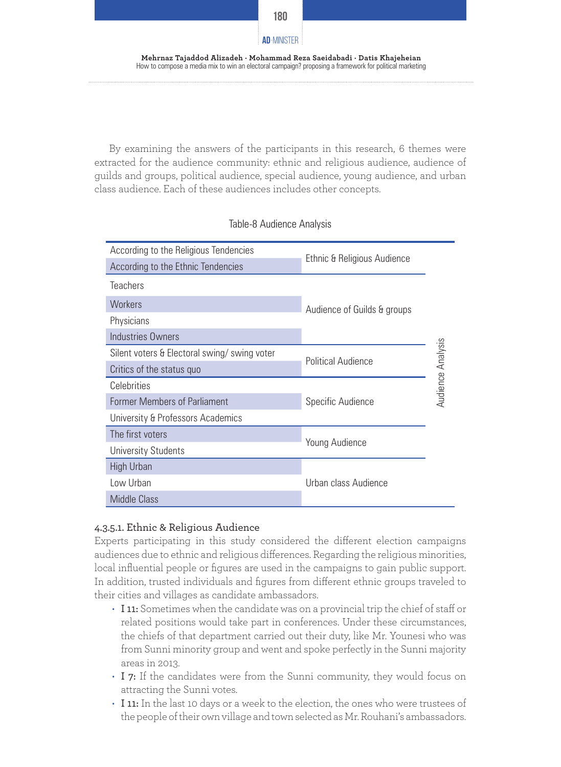By examining the answers of the participants in this research, 6 themes were extracted for the audience community: ethnic and religious audience, audience of guilds and groups, political audience, special audience, young audience, and urban class audience. Each of these audiences includes other concepts.

Table-8 Audience Analysis

| Concept | Category | Theme |
|---|---|---|
| According to the Religious Tendencies | Ethnic & Religious Audience | Audience Analysis |
| According to the Ethnic Tendencies | | |
| Teachers | Audience of Guilds & groups | |
| Workers | | |
| Physicians | | |
| Industries Owners | | |
| Silent voters & Electoral swing/ swing voter | Political Audience | |
| Critics of the status quo | | |
| Celebrities | Specific Audience | |
| Former Members of Parliament | | |
| University & Professors Academics | | |
| The first voters | Young Audience | |
| University Students | | |
| High Urban | Urban class Audience | |
| Low Urban | | |
| Middle Class | | |

#### 4.3.5.1. Ethnic & Religious Audience

Experts participating in this study considered the different election campaigns audiences due to ethnic and religious differences. Regarding the religious minorities, local influential people or figures are used in the campaigns to gain public support. In addition, trusted individuals and figures from different ethnic groups traveled to their cities and villages as candidate ambassadors.

- **I 11:** Sometimes when the candidate was on a provincial trip the chief of staff or related positions would take part in conferences. Under these circumstances, the chiefs of that department carried out their duty, like Mr. Younesi who was from Sunni minority group and went and spoke perfectly in the Sunni majority areas in 2013.
- **I 7:** If the candidates were from the Sunni community, they would focus on attracting the Sunni votes.
- **I 11:** In the last 10 days or a week to the election, the ones who were trustees of the people of their own village and town selected as Mr. Rouhani's ambassadors.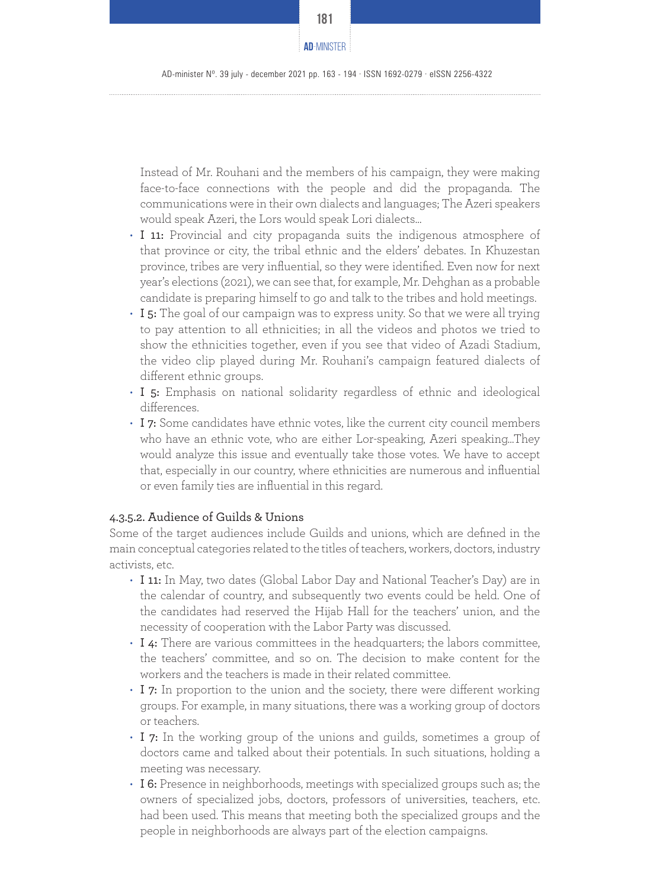Instead of Mr. Rouhani and the members of his campaign, they were making face-to-face connections with the people and did the propaganda. The communications were in their own dialects and languages; The Azeri speakers would speak Azeri, the Lors would speak Lori dialects…

- **I 11:** Provincial and city propaganda suits the indigenous atmosphere of that province or city, the tribal ethnic and the elders' debates. In Khuzestan province, tribes are very influential, so they were identified. Even now for next year's elections (2021), we can see that, for example, Mr. Dehghan as a probable candidate is preparing himself to go and talk to the tribes and hold meetings.
- **I 5:** The goal of our campaign was to express unity. So that we were all trying to pay attention to all ethnicities; in all the videos and photos we tried to show the ethnicities together, even if you see that video of Azadi Stadium, the video clip played during Mr. Rouhani's campaign featured dialects of different ethnic groups.
- **I 5:** Emphasis on national solidarity regardless of ethnic and ideological differences.
- **I 7:** Some candidates have ethnic votes, like the current city council members who have an ethnic vote, who are either Lor-speaking, Azeri speaking…They would analyze this issue and eventually take those votes. We have to accept that, especially in our country, where ethnicities are numerous and influential or even family ties are influential in this regard.

#### 4.3.5.2. Audience of Guilds & Unions

Some of the target audiences include Guilds and unions, which are defined in the main conceptual categories related to the titles of teachers, workers, doctors, industry activists, etc.

- **I 11:** In May, two dates (Global Labor Day and National Teacher's Day) are in the calendar of country, and subsequently two events could be held. One of the candidates had reserved the Hijab Hall for the teachers' union, and the necessity of cooperation with the Labor Party was discussed.
- **I 4:** There are various committees in the headquarters; the labors committee, the teachers' committee, and so on. The decision to make content for the workers and the teachers is made in their related committee.
- **I 7:** In proportion to the union and the society, there were different working groups. For example, in many situations, there was a working group of doctors or teachers.
- **I 7:** In the working group of the unions and guilds, sometimes a group of doctors came and talked about their potentials. In such situations, holding a meeting was necessary.
- **I 6:** Presence in neighborhoods, meetings with specialized groups such as; the owners of specialized jobs, doctors, professors of universities, teachers, etc. had been used. This means that meeting both the specialized groups and the people in neighborhoods are always part of the election campaigns.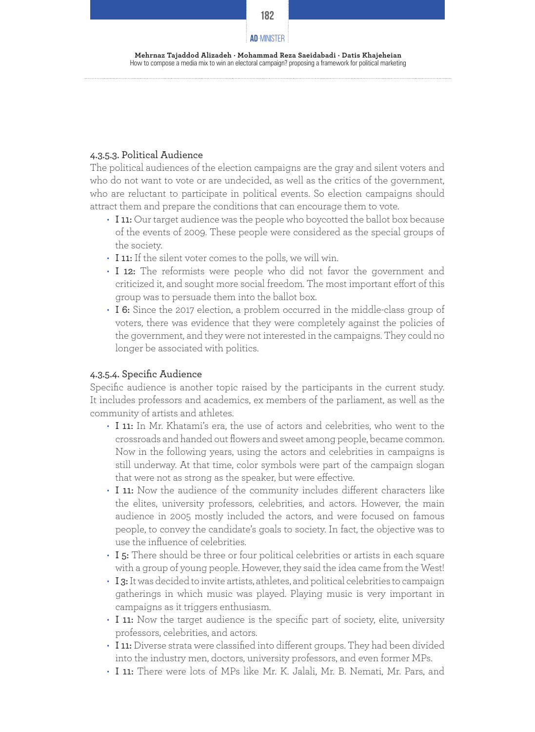#### 4.3.5.3. Political Audience

The political audiences of the election campaigns are the gray and silent voters and who do not want to vote or are undecided, as well as the critics of the government, who are reluctant to participate in political events. So election campaigns should attract them and prepare the conditions that can encourage them to vote.

- **I 11:** Our target audience was the people who boycotted the ballot box because of the events of 2009. These people were considered as the special groups of the society.
- **I 11:** If the silent voter comes to the polls, we will win.
- **I 12:** The reformists were people who did not favor the government and criticized it, and sought more social freedom. The most important effort of this group was to persuade them into the ballot box.
- **I 6:** Since the 2017 election, a problem occurred in the middle-class group of voters, there was evidence that they were completely against the policies of the government, and they were not interested in the campaigns. They could no longer be associated with politics.

#### 4.3.5.4. Specific Audience

Specific audience is another topic raised by the participants in the current study. It includes professors and academics, ex members of the parliament, as well as the community of artists and athletes.

- **I 11:** In Mr. Khatami's era, the use of actors and celebrities, who went to the crossroads and handed out flowers and sweet among people, became common. Now in the following years, using the actors and celebrities in campaigns is still underway. At that time, color symbols were part of the campaign slogan that were not as strong as the speaker, but were effective.
- **I 11:** Now the audience of the community includes different characters like the elites, university professors, celebrities, and actors. However, the main audience in 2005 mostly included the actors, and were focused on famous people, to convey the candidate's goals to society. In fact, the objective was to use the influence of celebrities.
- **I 5:** There should be three or four political celebrities or artists in each square with a group of young people. However, they said the idea came from the West!
- **I 3:** It was decided to invite artists, athletes, and political celebrities to campaign gatherings in which music was played. Playing music is very important in campaigns as it triggers enthusiasm.
- **I 11:** Now the target audience is the specific part of society, elite, university professors, celebrities, and actors.
- **I 11:** Diverse strata were classified into different groups. They had been divided into the industry men, doctors, university professors, and even former MPs.
- **I 11:** There were lots of MPs like Mr. K. Jalali, Mr. B. Nemati, Mr. Pars, and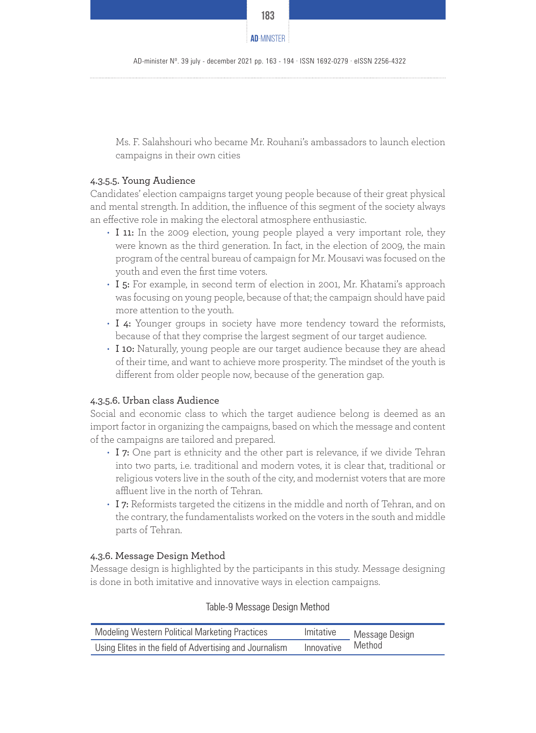Ms. F. Salahshouri who became Mr. Rouhani's ambassadors to launch election campaigns in their own cities

#### 4.3.5.5. Young Audience

Candidates' election campaigns target young people because of their great physical and mental strength. In addition, the influence of this segment of the society always an effective role in making the electoral atmosphere enthusiastic.

- **I 11:** In the 2009 election, young people played a very important role, they were known as the third generation. In fact, in the election of 2009, the main program of the central bureau of campaign for Mr. Mousavi was focused on the youth and even the first time voters.
- **I 5:** For example, in second term of election in 2001, Mr. Khatami's approach was focusing on young people, because of that; the campaign should have paid more attention to the youth.
- **I 4:** Younger groups in society have more tendency toward the reformists, because of that they comprise the largest segment of our target audience.
- **I 10:** Naturally, young people are our target audience because they are ahead of their time, and want to achieve more prosperity. The mindset of the youth is different from older people now, because of the generation gap.

#### 4.3.5.6. Urban class Audience

Social and economic class to which the target audience belong is deemed as an import factor in organizing the campaigns, based on which the message and content of the campaigns are tailored and prepared.

- **I 7:** One part is ethnicity and the other part is relevance, if we divide Tehran into two parts, i.e. traditional and modern votes, it is clear that, traditional or religious voters live in the south of the city, and modernist voters that are more affluent live in the north of Tehran.
- **I 7:** Reformists targeted the citizens in the middle and north of Tehran, and on the contrary, the fundamentalists worked on the voters in the south and middle parts of Tehran.

### 4.3.6. Message Design Method

Message design is highlighted by the participants in this study. Message designing is done in both imitative and innovative ways in election campaigns.

Table-9 Message Design Method

| | | |
|---|---|---|
| Modeling Western Political Marketing Practices | Imitative | Message Design Method |
| Using Elites in the field of Advertising and Journalism | Innovative | |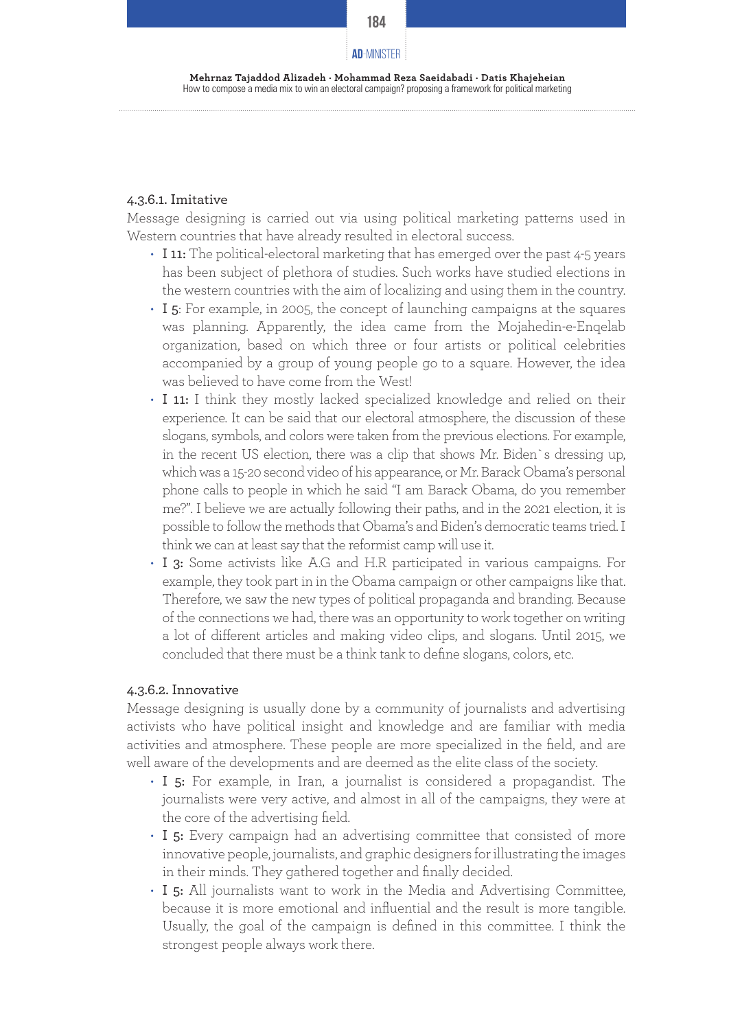#### 4.3.6.1. Imitative

Message designing is carried out via using political marketing patterns used in Western countries that have already resulted in electoral success.

- **I 11:** The political-electoral marketing that has emerged over the past 4-5 years has been subject of plethora of studies. Such works have studied elections in the western countries with the aim of localizing and using them in the country.
- **I 5**: For example, in 2005, the concept of launching campaigns at the squares was planning. Apparently, the idea came from the Mojahedin-e-Enqelab organization, based on which three or four artists or political celebrities accompanied by a group of young people go to a square. However, the idea was believed to have come from the West!
- **I 11:** I think they mostly lacked specialized knowledge and relied on their experience. It can be said that our electoral atmosphere, the discussion of these slogans, symbols, and colors were taken from the previous elections. For example, in the recent US election, there was a clip that shows Mr. Biden`s dressing up, which was a 15-20 second video of his appearance, or Mr. Barack Obama's personal phone calls to people in which he said "I am Barack Obama, do you remember me?". I believe we are actually following their paths, and in the 2021 election, it is possible to follow the methods that Obama's and Biden's democratic teams tried. I think we can at least say that the reformist camp will use it.
- **I 3:** Some activists like A.G and H.R participated in various campaigns. For example, they took part in in the Obama campaign or other campaigns like that. Therefore, we saw the new types of political propaganda and branding. Because of the connections we had, there was an opportunity to work together on writing a lot of different articles and making video clips, and slogans. Until 2015, we concluded that there must be a think tank to define slogans, colors, etc.

#### 4.3.6.2. Innovative

Message designing is usually done by a community of journalists and advertising activists who have political insight and knowledge and are familiar with media activities and atmosphere. These people are more specialized in the field, and are well aware of the developments and are deemed as the elite class of the society.

- **I 5:** For example, in Iran, a journalist is considered a propagandist. The journalists were very active, and almost in all of the campaigns, they were at the core of the advertising field.
- **I 5:** Every campaign had an advertising committee that consisted of more innovative people, journalists, and graphic designers for illustrating the images in their minds. They gathered together and finally decided.
- **I 5:** All journalists want to work in the Media and Advertising Committee, because it is more emotional and influential and the result is more tangible. Usually, the goal of the campaign is defined in this committee. I think the strongest people always work there.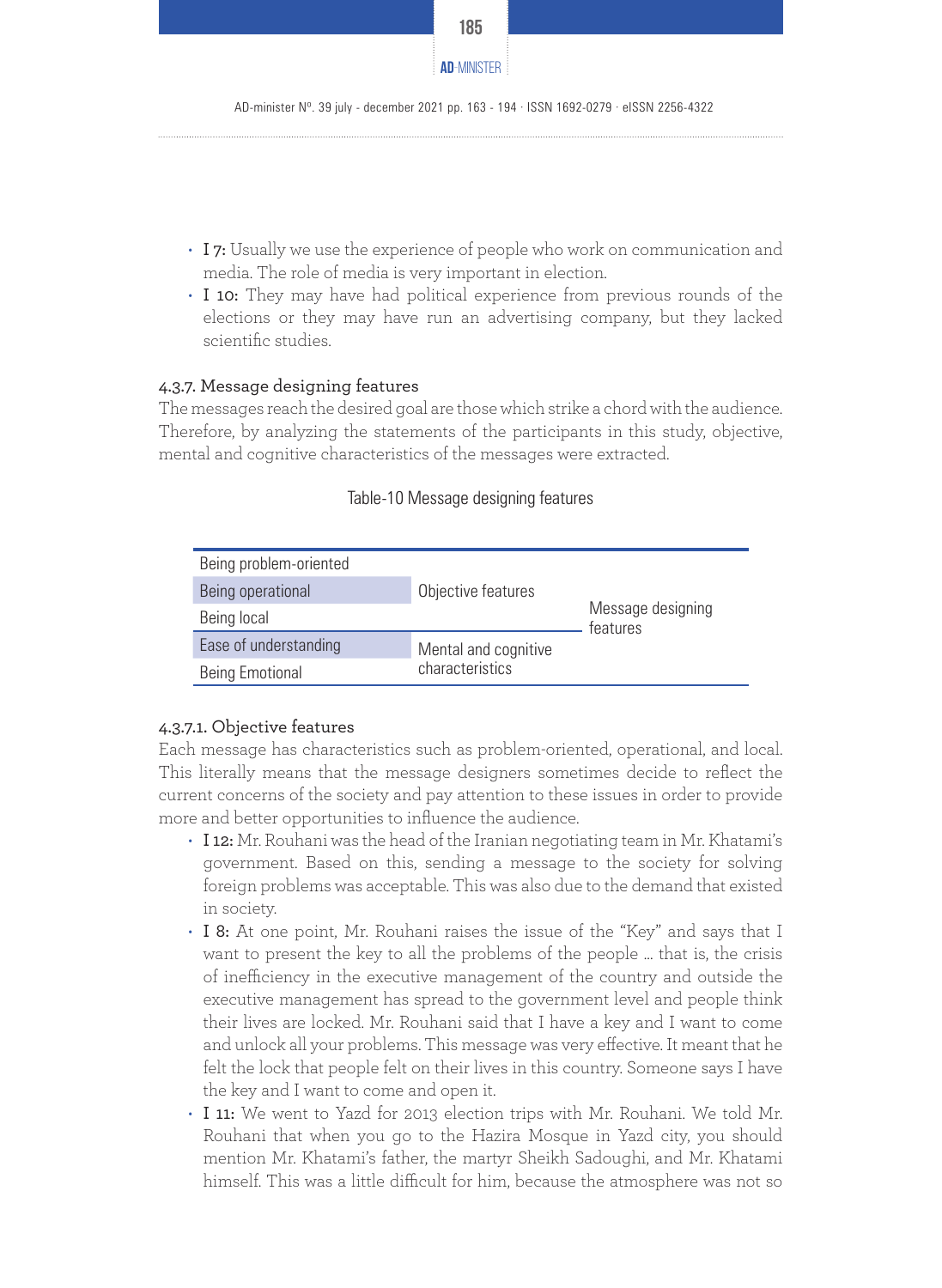- **I 7:** Usually we use the experience of people who work on communication and media. The role of media is very important in election.
- **I 10:** They may have had political experience from previous rounds of the elections or they may have run an advertising company, but they lacked scientific studies.

### 4.3.7. Message designing features

The messages reach the desired goal are those which strike a chord with the audience. Therefore, by analyzing the statements of the participants in this study, objective, mental and cognitive characteristics of the messages were extracted.

Table-10 Message designing features

| | | |
|---|---|---|
| Being problem-oriented | Objective features | Message designing features |
| Being operational | | |
| Being local | | |
| Ease of understanding | Mental and cognitive characteristics | |
| Being Emotional | | |

#### 4.3.7.1. Objective features

Each message has characteristics such as problem-oriented, operational, and local. This literally means that the message designers sometimes decide to reflect the current concerns of the society and pay attention to these issues in order to provide more and better opportunities to influence the audience.

- **I 12:** Mr. Rouhani was the head of the Iranian negotiating team in Mr. Khatami's government. Based on this, sending a message to the society for solving foreign problems was acceptable. This was also due to the demand that existed in society.
- **I 8:** At one point, Mr. Rouhani raises the issue of the "Key" and says that I want to present the key to all the problems of the people ... that is, the crisis of inefficiency in the executive management of the country and outside the executive management has spread to the government level and people think their lives are locked. Mr. Rouhani said that I have a key and I want to come and unlock all your problems. This message was very effective. It meant that he felt the lock that people felt on their lives in this country. Someone says I have the key and I want to come and open it.
- **I 11:** We went to Yazd for 2013 election trips with Mr. Rouhani. We told Mr. Rouhani that when you go to the Hazira Mosque in Yazd city, you should mention Mr. Khatami's father, the martyr Sheikh Sadoughi, and Mr. Khatami himself. This was a little difficult for him, because the atmosphere was not so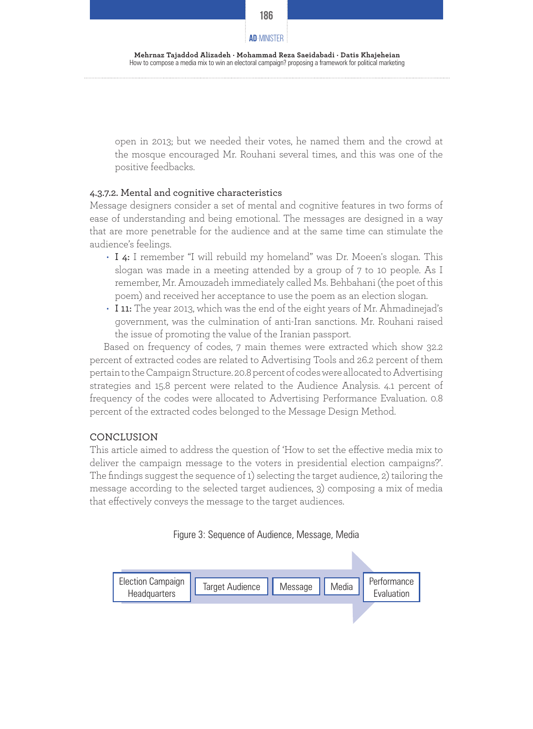open in 2013; but we needed their votes, he named them and the crowd at the mosque encouraged Mr. Rouhani several times, and this was one of the positive feedbacks.

#### 4.3.7.2. Mental and cognitive characteristics

Message designers consider a set of mental and cognitive features in two forms of ease of understanding and being emotional. The messages are designed in a way that are more penetrable for the audience and at the same time can stimulate the audience's feelings.

- **I 4:** I remember "I will rebuild my homeland" was Dr. Moeen's slogan. This slogan was made in a meeting attended by a group of 7 to 10 people. As I remember, Mr. Amouzadeh immediately called Ms. Behbahani (the poet of this poem) and received her acceptance to use the poem as an election slogan.
- **I 11:** The year 2013, which was the end of the eight years of Mr. Ahmadinejad's government, was the culmination of anti-Iran sanctions. Mr. Rouhani raised the issue of promoting the value of the Iranian passport.

Based on frequency of codes, 7 main themes were extracted which show 32.2 percent of extracted codes are related to Advertising Tools and 26.2 percent of them pertain to the Campaign Structure. 20.8 percent of codes were allocated to Advertising strategies and 15.8 percent were related to the Audience Analysis. 4.1 percent of frequency of the codes were allocated to Advertising Performance Evaluation. 0.8 percent of the extracted codes belonged to the Message Design Method.

## CONCLUSION

This article aimed to address the question of 'How to set the effective media mix to deliver the campaign message to the voters in presidential election campaigns?'. The findings suggest the sequence of 1) selecting the target audience, 2) tailoring the message according to the selected target audiences, 3) composing a mix of media that effectively conveys the message to the target audiences.

Figure 3: Sequence of Audience, Message, Media

Election Campaign Headquarters → Target Audience → Message → Media → Performance Evaluation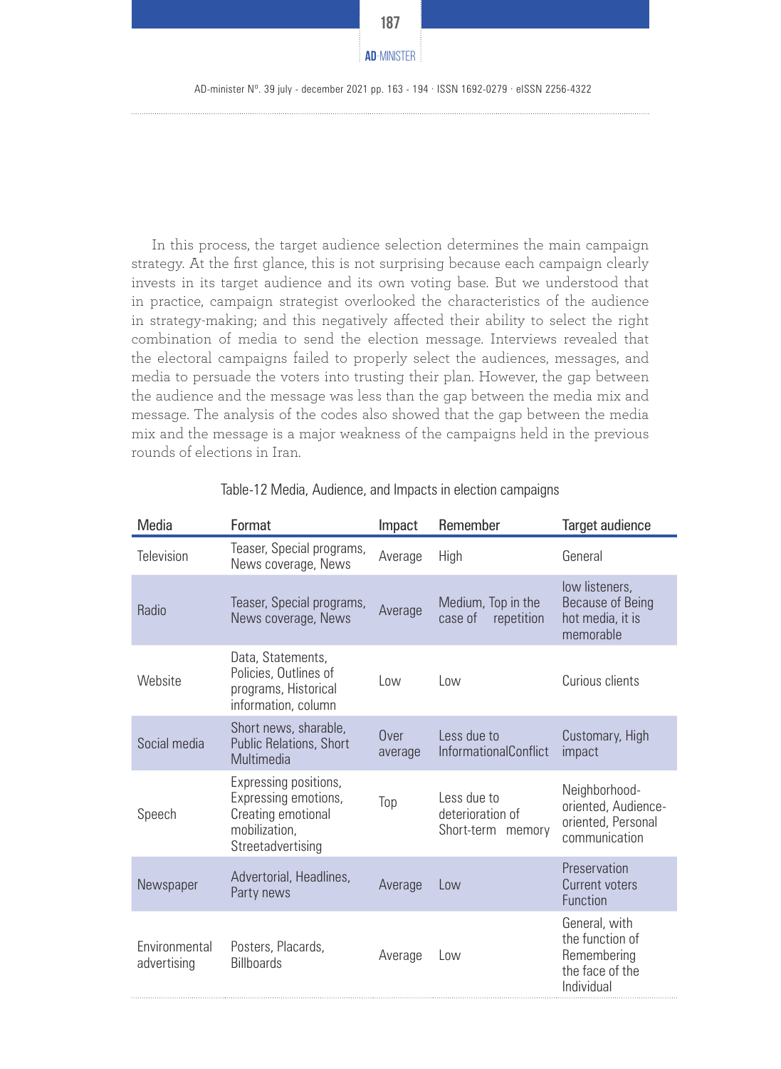In this process, the target audience selection determines the main campaign strategy. At the first glance, this is not surprising because each campaign clearly invests in its target audience and its own voting base. But we understood that in practice, campaign strategist overlooked the characteristics of the audience in strategy-making; and this negatively affected their ability to select the right combination of media to send the election message. Interviews revealed that the electoral campaigns failed to properly select the audiences, messages, and media to persuade the voters into trusting their plan. However, the gap between the audience and the message was less than the gap between the media mix and message. The analysis of the codes also showed that the gap between the media mix and the message is a major weakness of the campaigns held in the previous rounds of elections in Iran.

Table-12 Media, Audience, and Impacts in election campaigns

| Media | Format | Impact | Remember | Target audience |
|---|---|---|---|---|
| Television | Teaser, Special programs, News coverage, News | Average | High | General |
| Radio | Teaser, Special programs, News coverage, News | Average | Medium, Top in the case of repetition | low listeners, Because of Being hot media, it is memorable |
| Website | Data, Statements, Policies, Outlines of programs, Historical information, column | Low | Low | Curious clients |
| Social media | Short news, sharable, Public Relations, Short Multimedia | Over average | Less due to InformationalConflict | Customary, High impact |
| Speech | Expressing positions, Expressing emotions, Creating emotional mobilization, Streetadvertising | Top | Less due to deterioration of Short-term memory | Neighborhood-oriented, Audience-oriented, Personal communication |
| Newspaper | Advertorial, Headlines, Party news | Average | Low | Preservation Current voters Function |
| Environmental advertising | Posters, Placards, Billboards | Average | Low | General, with the function of Remembering the face of the Individual |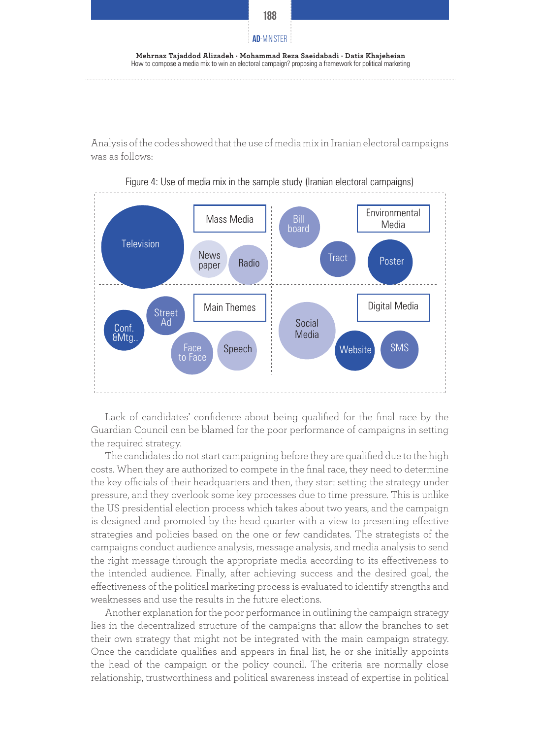Analysis of the codes showed that the use of media mix in Iranian electoral campaigns was as follows:

Figure 4: Use of media mix in the sample study (Iranian electoral campaigns)

Mass Media: Television, News paper, Radio

Environmental Media: Bill board, Tract, Poster

Main Themes: Conf. &Mtg.., Street Ad, Face to Face, Speech

Digital Media: Social Media, Website, SMS

Lack of candidates' confidence about being qualified for the final race by the Guardian Council can be blamed for the poor performance of campaigns in setting the required strategy.

The candidates do not start campaigning before they are qualified due to the high costs. When they are authorized to compete in the final race, they need to determine the key officials of their headquarters and then, they start setting the strategy under pressure, and they overlook some key processes due to time pressure. This is unlike the US presidential election process which takes about two years, and the campaign is designed and promoted by the head quarter with a view to presenting effective strategies and policies based on the one or few candidates. The strategists of the campaigns conduct audience analysis, message analysis, and media analysis to send the right message through the appropriate media according to its effectiveness to the intended audience. Finally, after achieving success and the desired goal, the effectiveness of the political marketing process is evaluated to identify strengths and weaknesses and use the results in the future elections.

Another explanation for the poor performance in outlining the campaign strategy lies in the decentralized structure of the campaigns that allow the branches to set their own strategy that might not be integrated with the main campaign strategy. Once the candidate qualifies and appears in final list, he or she initially appoints the head of the campaign or the policy council. The criteria are normally close relationship, trustworthiness and political awareness instead of expertise in political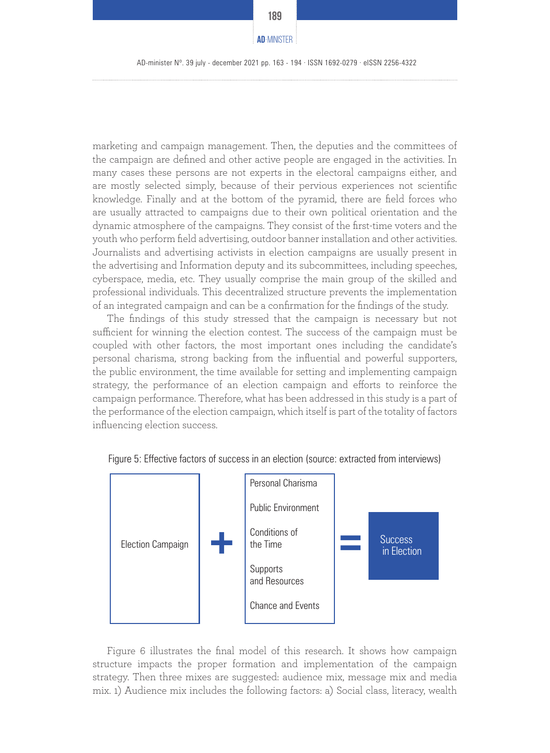marketing and campaign management. Then, the deputies and the committees of the campaign are defined and other active people are engaged in the activities. In many cases these persons are not experts in the electoral campaigns either, and are mostly selected simply, because of their pervious experiences not scientific knowledge. Finally and at the bottom of the pyramid, there are field forces who are usually attracted to campaigns due to their own political orientation and the dynamic atmosphere of the campaigns. They consist of the first-time voters and the youth who perform field advertising, outdoor banner installation and other activities. Journalists and advertising activists in election campaigns are usually present in the advertising and Information deputy and its subcommittees, including speeches, cyberspace, media, etc. They usually comprise the main group of the skilled and professional individuals. This decentralized structure prevents the implementation of an integrated campaign and can be a confirmation for the findings of the study.

The findings of this study stressed that the campaign is necessary but not sufficient for winning the election contest. The success of the campaign must be coupled with other factors, the most important ones including the candidate's personal charisma, strong backing from the influential and powerful supporters, the public environment, the time available for setting and implementing campaign strategy, the performance of an election campaign and efforts to reinforce the campaign performance. Therefore, what has been addressed in this study is a part of the performance of the election campaign, which itself is part of the totality of factors influencing election success.

Figure 5: Effective factors of success in an election (source: extracted from interviews)

| Election Campaign | + | Personal Charisma<br>Public Environment<br>Conditions of the Time<br>Supports and Resources<br>Chance and Events | = | Success in Election |
|---|---|---|---|---|

Figure 6 illustrates the final model of this research. It shows how campaign structure impacts the proper formation and implementation of the campaign strategy. Then three mixes are suggested: audience mix, message mix and media mix. 1) Audience mix includes the following factors: a) Social class, literacy, wealth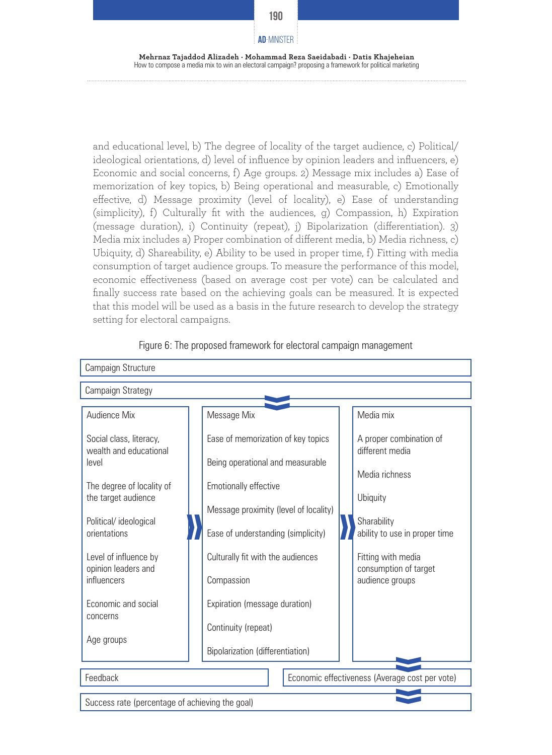and educational level, b) The degree of locality of the target audience, c) Political/ ideological orientations, d) level of influence by opinion leaders and influencers, e) Economic and social concerns, f) Age groups. 2) Message mix includes a) Ease of memorization of key topics, b) Being operational and measurable, c) Emotionally effective, d) Message proximity (level of locality), e) Ease of understanding (simplicity), f) Culturally fit with the audiences, g) Compassion, h) Expiration (message duration), i) Continuity (repeat), j) Bipolarization (differentiation). 3) Media mix includes a) Proper combination of different media, b) Media richness, c) Ubiquity, d) Shareability, e) Ability to be used in proper time, f) Fitting with media consumption of target audience groups. To measure the performance of this model, economic effectiveness (based on average cost per vote) can be calculated and finally success rate based on the achieving goals can be measured. It is expected that this model will be used as a basis in the future research to develop the strategy setting for electoral campaigns.

Figure 6: The proposed framework for electoral campaign management

Campaign Structure

Campaign Strategy

| Audience Mix | Message Mix | Media mix |
|---|---|---|
| Social class, literacy, wealth and educational level | Ease of memorization of key topics | A proper combination of different media |
| The degree of locality of the target audience | Being operational and measurable | Media richness |
| Political/ ideological orientations | Emotionally effective | Ubiquity |
| Level of influence by opinion leaders and influencers | Message proximity (level of locality) | Sharability |
| Economic and social concerns | Ease of understanding (simplicity) | ability to use in proper time |
| Age groups | Culturally fit with the audiences | Fitting with media consumption of target audience groups |
| | Compassion | |
| | Expiration (message duration) | |
| | Continuity (repeat) | |
| | Bipolarization (differentiation) | |

Feedback | Economic effectiveness (Average cost per vote)

Success rate (percentage of achieving the goal)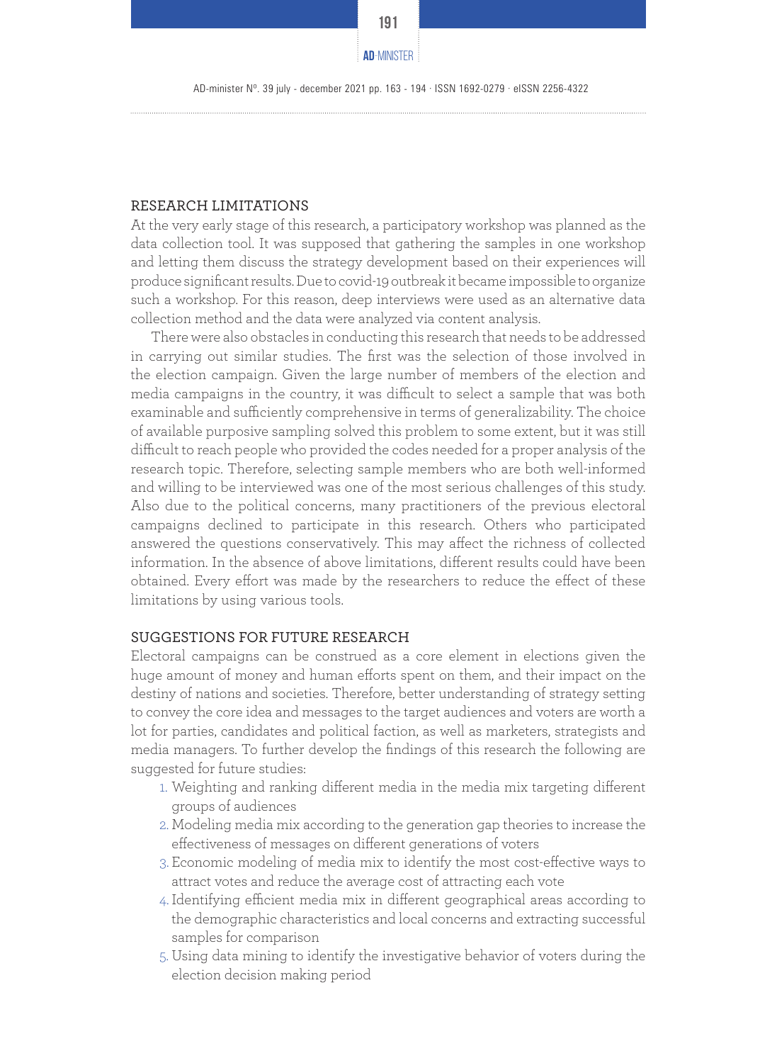## RESEARCH LIMITATIONS

At the very early stage of this research, a participatory workshop was planned as the data collection tool. It was supposed that gathering the samples in one workshop and letting them discuss the strategy development based on their experiences will produce significant results. Due to covid-19 outbreak it became impossible to organize such a workshop. For this reason, deep interviews were used as an alternative data collection method and the data were analyzed via content analysis.

There were also obstacles in conducting this research that needs to be addressed in carrying out similar studies. The first was the selection of those involved in the election campaign. Given the large number of members of the election and media campaigns in the country, it was difficult to select a sample that was both examinable and sufficiently comprehensive in terms of generalizability. The choice of available purposive sampling solved this problem to some extent, but it was still difficult to reach people who provided the codes needed for a proper analysis of the research topic. Therefore, selecting sample members who are both well-informed and willing to be interviewed was one of the most serious challenges of this study. Also due to the political concerns, many practitioners of the previous electoral campaigns declined to participate in this research. Others who participated answered the questions conservatively. This may affect the richness of collected information. In the absence of above limitations, different results could have been obtained. Every effort was made by the researchers to reduce the effect of these limitations by using various tools.

## SUGGESTIONS FOR FUTURE RESEARCH

Electoral campaigns can be construed as a core element in elections given the huge amount of money and human efforts spent on them, and their impact on the destiny of nations and societies. Therefore, better understanding of strategy setting to convey the core idea and messages to the target audiences and voters are worth a lot for parties, candidates and political faction, as well as marketers, strategists and media managers. To further develop the findings of this research the following are suggested for future studies:

1. Weighting and ranking different media in the media mix targeting different groups of audiences
2. Modeling media mix according to the generation gap theories to increase the effectiveness of messages on different generations of voters
3. Economic modeling of media mix to identify the most cost-effective ways to attract votes and reduce the average cost of attracting each vote
4. Identifying efficient media mix in different geographical areas according to the demographic characteristics and local concerns and extracting successful samples for comparison
5. Using data mining to identify the investigative behavior of voters during the election decision making period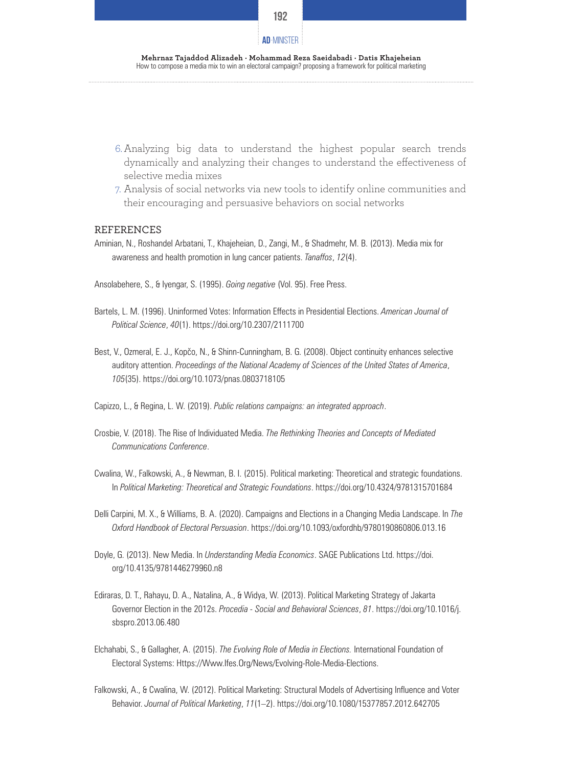6. Analyzing big data to understand the highest popular search trends dynamically and analyzing their changes to understand the effectiveness of selective media mixes
7. Analysis of social networks via new tools to identify online communities and their encouraging and persuasive behaviors on social networks

## REFERENCES

Aminian, N., Roshandel Arbatani, T., Khajeheian, D., Zangi, M., & Shadmehr, M. B. (2013). Media mix for awareness and health promotion in lung cancer patients. *Tanaffos*, *12*(4).

Ansolabehere, S., & Iyengar, S. (1995). *Going negative* (Vol. 95). Free Press.

Bartels, L. M. (1996). Uninformed Votes: Information Effects in Presidential Elections. *American Journal of Political Science*, *40*(1). https://doi.org/10.2307/2111700

Best, V., Ozmeral, E. J., Kopčo, N., & Shinn-Cunningham, B. G. (2008). Object continuity enhances selective auditory attention. *Proceedings of the National Academy of Sciences of the United States of America*, *105*(35). https://doi.org/10.1073/pnas.0803718105

Capizzo, L., & Regina, L. W. (2019). *Public relations campaigns: an integrated approach*.

Crosbie, V. (2018). The Rise of Individuated Media. *The Rethinking Theories and Concepts of Mediated Communications Conference*.

Cwalina, W., Falkowski, A., & Newman, B. I. (2015). Political marketing: Theoretical and strategic foundations. In *Political Marketing: Theoretical and Strategic Foundations*. https://doi.org/10.4324/9781315701684

Delli Carpini, M. X., & Williams, B. A. (2020). Campaigns and Elections in a Changing Media Landscape. In *The Oxford Handbook of Electoral Persuasion*. https://doi.org/10.1093/oxfordhb/9780190860806.013.16

Doyle, G. (2013). New Media. In *Understanding Media Economics*. SAGE Publications Ltd. https://doi.org/10.4135/9781446279960.n8

Ediraras, D. T., Rahayu, D. A., Natalina, A., & Widya, W. (2013). Political Marketing Strategy of Jakarta Governor Election in the 2012s. *Procedia - Social and Behavioral Sciences*, *81*. https://doi.org/10.1016/j.sbspro.2013.06.480

Elchahabi, S., & Gallagher, A. (2015). *The Evolving Role of Media in Elections.* International Foundation of Electoral Systems: Https://Www.Ifes.Org/News/Evolving-Role-Media-Elections.

Falkowski, A., & Cwalina, W. (2012). Political Marketing: Structural Models of Advertising Influence and Voter Behavior. *Journal of Political Marketing*, *11*(1–2). https://doi.org/10.1080/15377857.2012.642705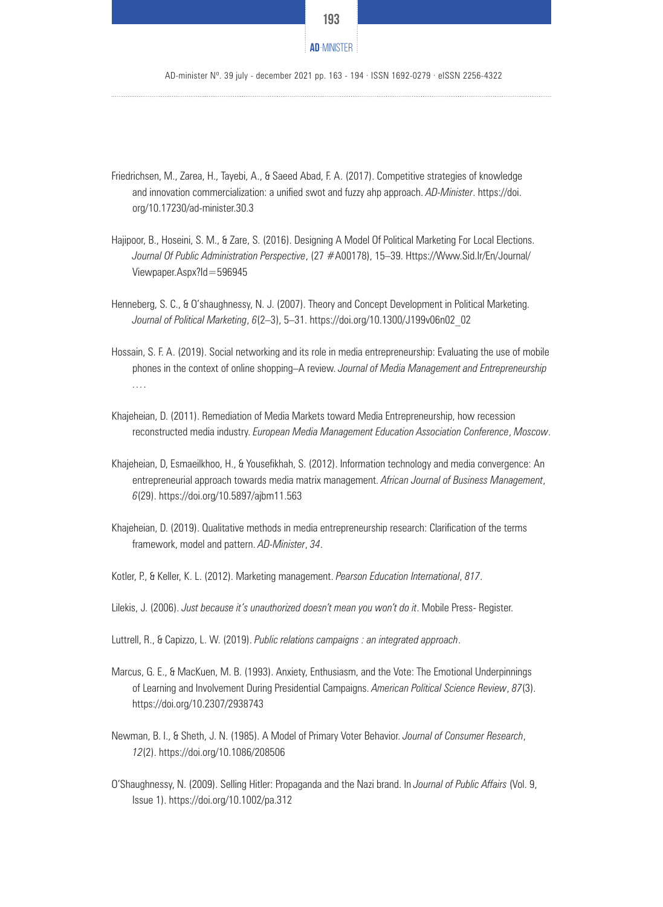Friedrichsen, M., Zarea, H., Tayebi, A., & Saeed Abad, F. A. (2017). Competitive strategies of knowledge and innovation commercialization: a unified swot and fuzzy ahp approach. *AD-Minister*. https://doi.org/10.17230/ad-minister.30.3

Hajipoor, B., Hoseini, S. M., & Zare, S. (2016). Designing A Model Of Political Marketing For Local Elections. *Journal Of Public Administration Perspective*, (27 #A00178), 15–39. Https://Www.Sid.Ir/En/Journal/Viewpaper.Aspx?Id=596945

Henneberg, S. C., & O'shaughnessy, N. J. (2007). Theory and Concept Development in Political Marketing. *Journal of Political Marketing*, *6*(2–3), 5–31. https://doi.org/10.1300/J199v06n02_02

Hossain, S. F. A. (2019). Social networking and its role in media entrepreneurship: Evaluating the use of mobile phones in the context of online shopping–A review. *Journal of Media Management and Entrepreneurship ....*

Khajeheian, D. (2011). Remediation of Media Markets toward Media Entrepreneurship, how recession reconstructed media industry. *European Media Management Education Association Conference*, *Moscow*.

Khajeheian, D, Esmaeilkhoo, H., & Yousefikhah, S. (2012). Information technology and media convergence: An entrepreneurial approach towards media matrix management. *African Journal of Business Management*, *6*(29). https://doi.org/10.5897/ajbm11.563

Khajeheian, D. (2019). Qualitative methods in media entrepreneurship research: Clarification of the terms framework, model and pattern. *AD-Minister*, *34*.

Kotler, P., & Keller, K. L. (2012). Marketing management. *Pearson Education International*, *817*.

Lilekis, J. (2006). *Just because it's unauthorized doesn't mean you won't do it*. Mobile Press- Register.

Luttrell, R., & Capizzo, L. W. (2019). *Public relations campaigns : an integrated approach*.

Marcus, G. E., & MacKuen, M. B. (1993). Anxiety, Enthusiasm, and the Vote: The Emotional Underpinnings of Learning and Involvement During Presidential Campaigns. *American Political Science Review*, *87*(3). https://doi.org/10.2307/2938743

Newman, B. I., & Sheth, J. N. (1985). A Model of Primary Voter Behavior. *Journal of Consumer Research*, *12*(2). https://doi.org/10.1086/208506

O'Shaughnessy, N. (2009). Selling Hitler: Propaganda and the Nazi brand. In *Journal of Public Affairs* (Vol. 9, Issue 1). https://doi.org/10.1002/pa.312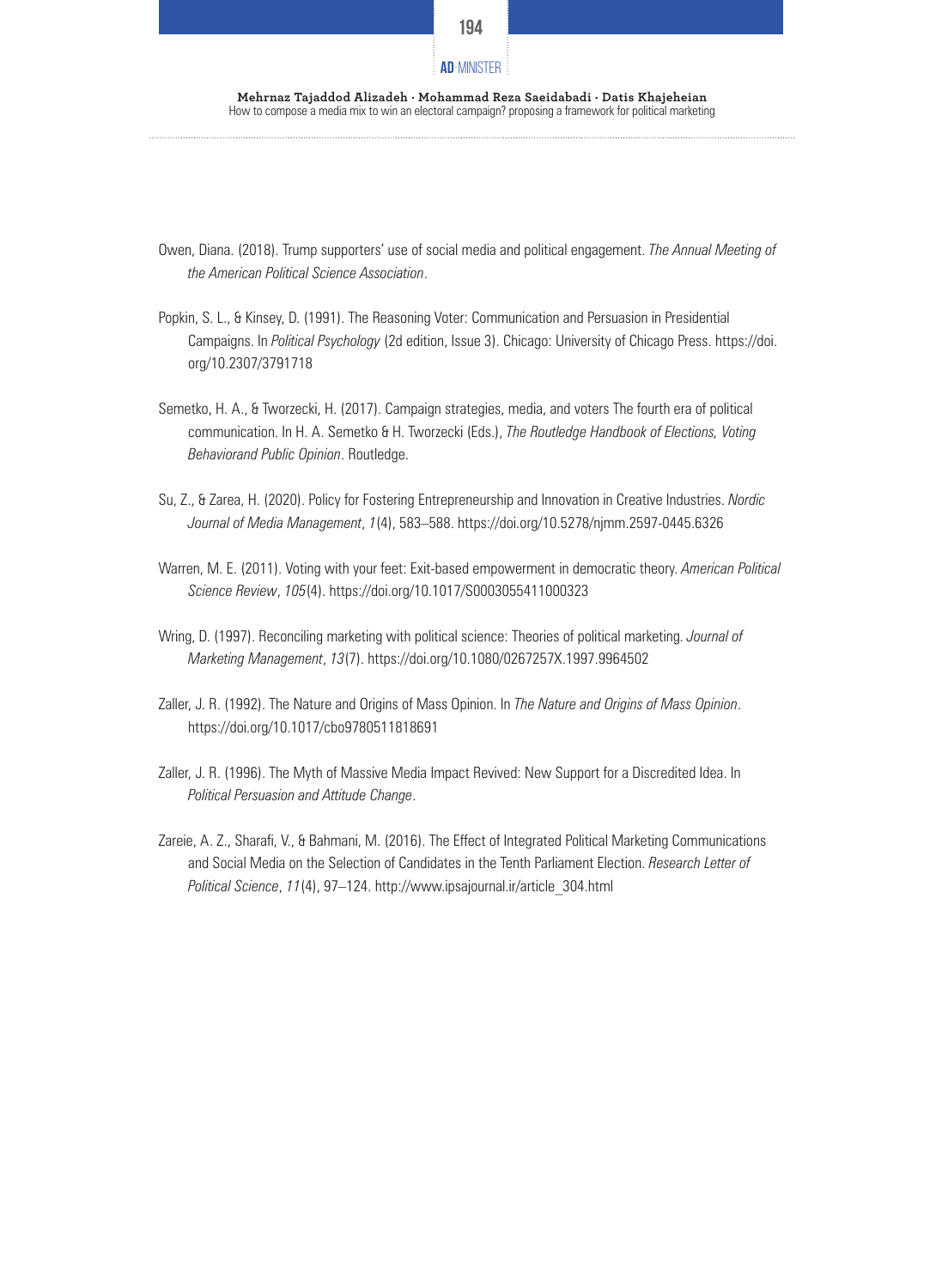Owen, Diana. (2018). Trump supporters' use of social media and political engagement. *The Annual Meeting of the American Political Science Association*.

Popkin, S. L., & Kinsey, D. (1991). The Reasoning Voter: Communication and Persuasion in Presidential Campaigns. In *Political Psychology* (2d edition, Issue 3). Chicago: University of Chicago Press. https://doi.org/10.2307/3791718

Semetko, H. A., & Tworzecki, H. (2017). Campaign strategies, media, and voters The fourth era of political communication. In H. A. Semetko & H. Tworzecki (Eds.), *The Routledge Handbook of Elections, Voting Behaviorand Public Opinion*. Routledge.

Su, Z., & Zarea, H. (2020). Policy for Fostering Entrepreneurship and Innovation in Creative Industries. *Nordic Journal of Media Management*, *1*(4), 583–588. https://doi.org/10.5278/njmm.2597-0445.6326

Warren, M. E. (2011). Voting with your feet: Exit-based empowerment in democratic theory. *American Political Science Review*, *105*(4). https://doi.org/10.1017/S0003055411000323

Wring, D. (1997). Reconciling marketing with political science: Theories of political marketing. *Journal of Marketing Management*, *13*(7). https://doi.org/10.1080/0267257X.1997.9964502

Zaller, J. R. (1992). The Nature and Origins of Mass Opinion. In *The Nature and Origins of Mass Opinion*. https://doi.org/10.1017/cbo9780511818691

Zaller, J. R. (1996). The Myth of Massive Media Impact Revived: New Support for a Discredited Idea. In *Political Persuasion and Attitude Change*.

Zareie, A. Z., Sharafi, V., & Bahmani, M. (2016). The Effect of Integrated Political Marketing Communications and Social Media on the Selection of Candidates in the Tenth Parliament Election. *Research Letter of Political Science*, *11*(4), 97–124. http://www.ipsajournal.ir/article_304.html